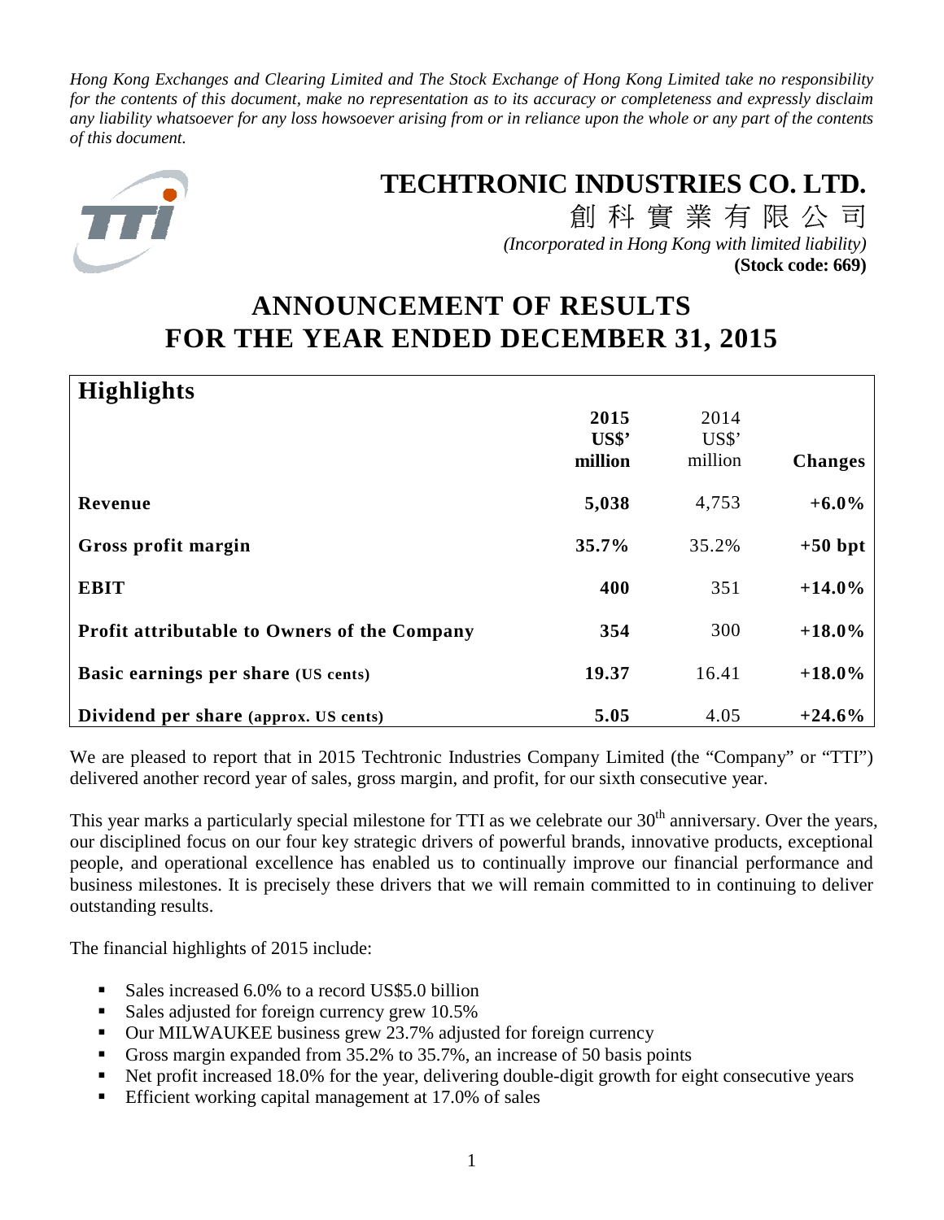*Hong Kong Exchanges and Clearing Limited and The Stock Exchange of Hong Kong Limited take no responsibility for the contents of this document, make no representation as to its accuracy or completeness and expressly disclaim any liability whatsoever for any loss howsoever arising from or in reliance upon the whole or any part of the contents of this document.*

# TECHTRONIC INDUSTRIES CO. LTD.

創 科 實 業 有 限 公 司

*(Incorporated in Hong Kong with limited liability)*

**(Stock code: 669)**

# ANNOUNCEMENT OF RESULTS FOR THE YEAR ENDED DECEMBER 31, 2015

## Highlights

| | **2015 US$' million** | 2014 US$' million | **Changes** |
|---|---|---|---|
| **Revenue** | **5,038** | 4,753 | **+6.0%** |
| **Gross profit margin** | **35.7%** | 35.2% | **+50 bpt** |
| **EBIT** | **400** | 351 | **+14.0%** |
| **Profit attributable to Owners of the Company** | **354** | 300 | **+18.0%** |
| **Basic earnings per share (US cents)** | **19.37** | 16.41 | **+18.0%** |
| **Dividend per share (approx. US cents)** | **5.05** | 4.05 | **+24.6%** |

We are pleased to report that in 2015 Techtronic Industries Company Limited (the "Company" or "TTI") delivered another record year of sales, gross margin, and profit, for our sixth consecutive year.

This year marks a particularly special milestone for TTI as we celebrate our 30th anniversary. Over the years, our disciplined focus on our four key strategic drivers of powerful brands, innovative products, exceptional people, and operational excellence has enabled us to continually improve our financial performance and business milestones. It is precisely these drivers that we will remain committed to in continuing to deliver outstanding results.

The financial highlights of 2015 include:

- Sales increased 6.0% to a record US$5.0 billion
- Sales adjusted for foreign currency grew 10.5%
- Our MILWAUKEE business grew 23.7% adjusted for foreign currency
- Gross margin expanded from 35.2% to 35.7%, an increase of 50 basis points
- Net profit increased 18.0% for the year, delivering double-digit growth for eight consecutive years
- Efficient working capital management at 17.0% of sales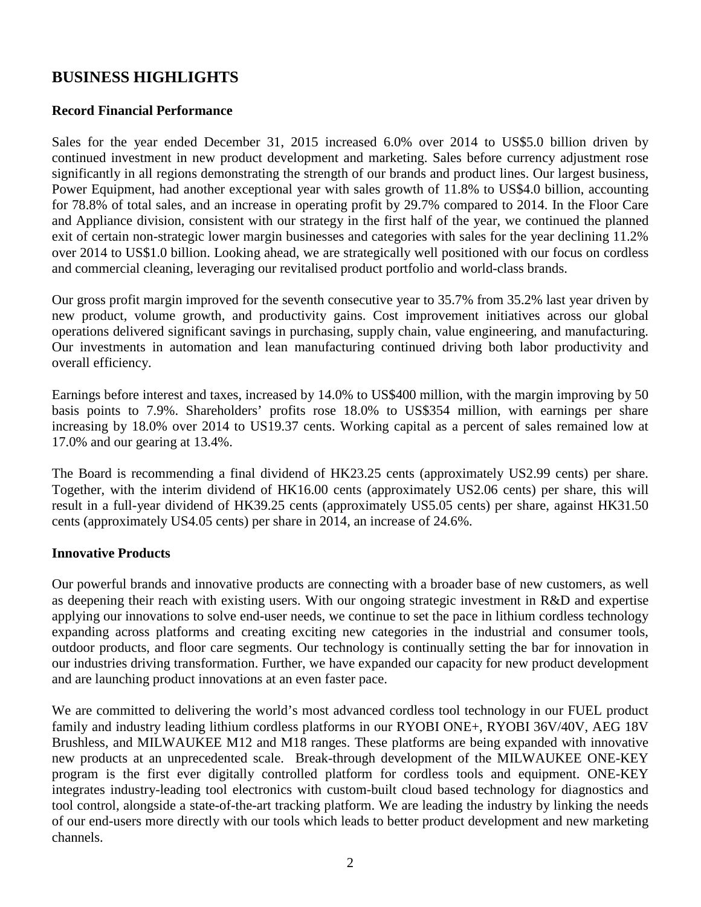# BUSINESS HIGHLIGHTS

**Record Financial Performance**

Sales for the year ended December 31, 2015 increased 6.0% over 2014 to US$5.0 billion driven by continued investment in new product development and marketing. Sales before currency adjustment rose significantly in all regions demonstrating the strength of our brands and product lines. Our largest business, Power Equipment, had another exceptional year with sales growth of 11.8% to US$4.0 billion, accounting for 78.8% of total sales, and an increase in operating profit by 29.7% compared to 2014. In the Floor Care and Appliance division, consistent with our strategy in the first half of the year, we continued the planned exit of certain non-strategic lower margin businesses and categories with sales for the year declining 11.2% over 2014 to US$1.0 billion. Looking ahead, we are strategically well positioned with our focus on cordless and commercial cleaning, leveraging our revitalised product portfolio and world-class brands.

Our gross profit margin improved for the seventh consecutive year to 35.7% from 35.2% last year driven by new product, volume growth, and productivity gains. Cost improvement initiatives across our global operations delivered significant savings in purchasing, supply chain, value engineering, and manufacturing. Our investments in automation and lean manufacturing continued driving both labor productivity and overall efficiency.

Earnings before interest and taxes, increased by 14.0% to US$400 million, with the margin improving by 50 basis points to 7.9%. Shareholders' profits rose 18.0% to US$354 million, with earnings per share increasing by 18.0% over 2014 to US19.37 cents. Working capital as a percent of sales remained low at 17.0% and our gearing at 13.4%.

The Board is recommending a final dividend of HK23.25 cents (approximately US2.99 cents) per share. Together, with the interim dividend of HK16.00 cents (approximately US2.06 cents) per share, this will result in a full-year dividend of HK39.25 cents (approximately US5.05 cents) per share, against HK31.50 cents (approximately US4.05 cents) per share in 2014, an increase of 24.6%.

**Innovative Products**

Our powerful brands and innovative products are connecting with a broader base of new customers, as well as deepening their reach with existing users. With our ongoing strategic investment in R&D and expertise applying our innovations to solve end-user needs, we continue to set the pace in lithium cordless technology expanding across platforms and creating exciting new categories in the industrial and consumer tools, outdoor products, and floor care segments. Our technology is continually setting the bar for innovation in our industries driving transformation. Further, we have expanded our capacity for new product development and are launching product innovations at an even faster pace.

We are committed to delivering the world's most advanced cordless tool technology in our FUEL product family and industry leading lithium cordless platforms in our RYOBI ONE+, RYOBI 36V/40V, AEG 18V Brushless, and MILWAUKEE M12 and M18 ranges. These platforms are being expanded with innovative new products at an unprecedented scale. Break-through development of the MILWAUKEE ONE-KEY program is the first ever digitally controlled platform for cordless tools and equipment. ONE-KEY integrates industry-leading tool electronics with custom-built cloud based technology for diagnostics and tool control, alongside a state-of-the-art tracking platform. We are leading the industry by linking the needs of our end-users more directly with our tools which leads to better product development and new marketing channels.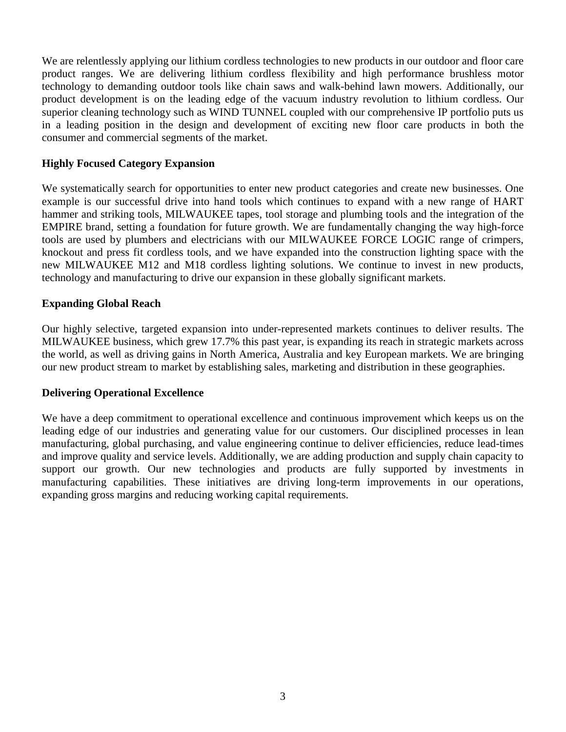We are relentlessly applying our lithium cordless technologies to new products in our outdoor and floor care product ranges. We are delivering lithium cordless flexibility and high performance brushless motor technology to demanding outdoor tools like chain saws and walk-behind lawn mowers. Additionally, our product development is on the leading edge of the vacuum industry revolution to lithium cordless. Our superior cleaning technology such as WIND TUNNEL coupled with our comprehensive IP portfolio puts us in a leading position in the design and development of exciting new floor care products in both the consumer and commercial segments of the market.

**Highly Focused Category Expansion**

We systematically search for opportunities to enter new product categories and create new businesses. One example is our successful drive into hand tools which continues to expand with a new range of HART hammer and striking tools, MILWAUKEE tapes, tool storage and plumbing tools and the integration of the EMPIRE brand, setting a foundation for future growth. We are fundamentally changing the way high-force tools are used by plumbers and electricians with our MILWAUKEE FORCE LOGIC range of crimpers, knockout and press fit cordless tools, and we have expanded into the construction lighting space with the new MILWAUKEE M12 and M18 cordless lighting solutions. We continue to invest in new products, technology and manufacturing to drive our expansion in these globally significant markets.

**Expanding Global Reach**

Our highly selective, targeted expansion into under-represented markets continues to deliver results. The MILWAUKEE business, which grew 17.7% this past year, is expanding its reach in strategic markets across the world, as well as driving gains in North America, Australia and key European markets. We are bringing our new product stream to market by establishing sales, marketing and distribution in these geographies.

**Delivering Operational Excellence**

We have a deep commitment to operational excellence and continuous improvement which keeps us on the leading edge of our industries and generating value for our customers. Our disciplined processes in lean manufacturing, global purchasing, and value engineering continue to deliver efficiencies, reduce lead-times and improve quality and service levels. Additionally, we are adding production and supply chain capacity to support our growth. Our new technologies and products are fully supported by investments in manufacturing capabilities. These initiatives are driving long-term improvements in our operations, expanding gross margins and reducing working capital requirements.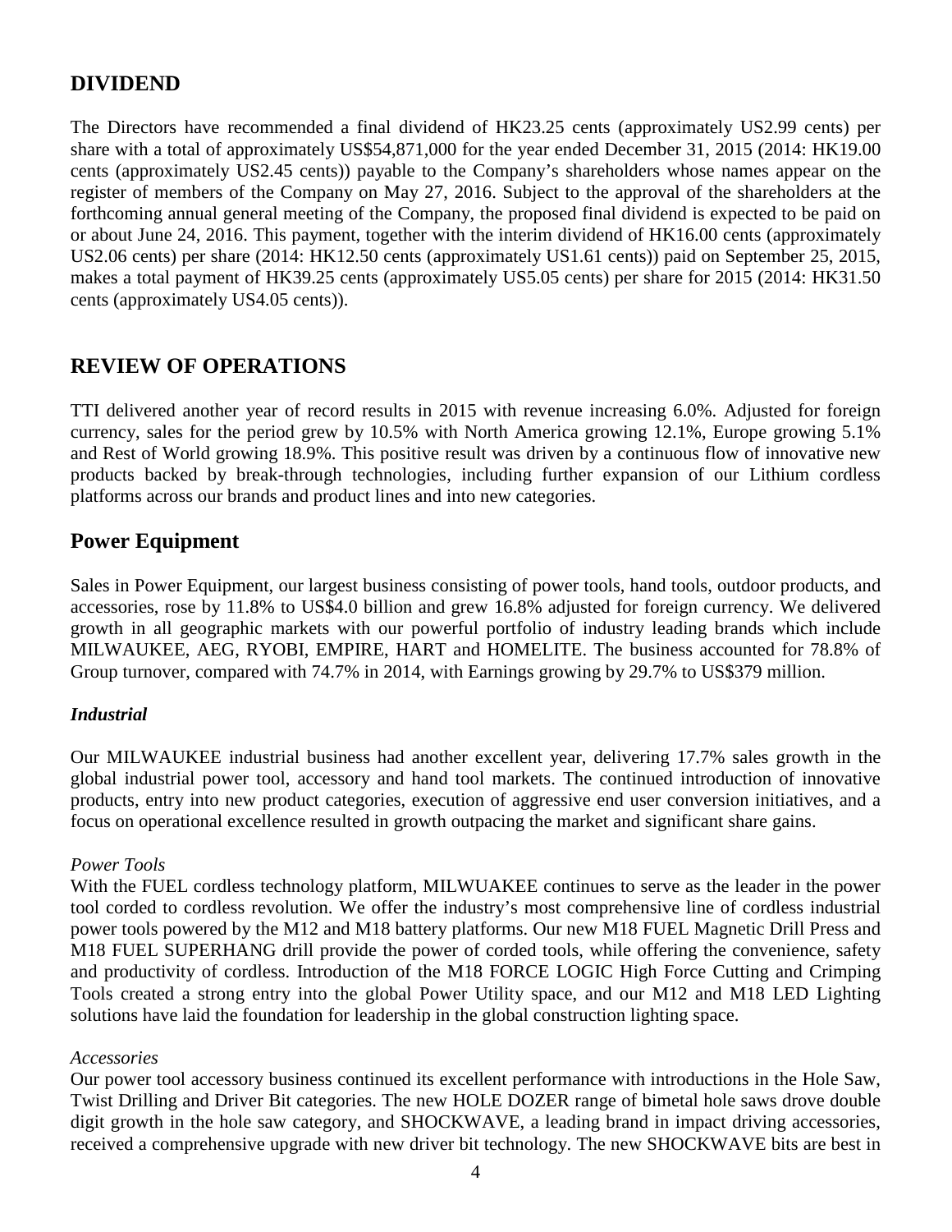## DIVIDEND

The Directors have recommended a final dividend of HK23.25 cents (approximately US2.99 cents) per share with a total of approximately US$54,871,000 for the year ended December 31, 2015 (2014: HK19.00 cents (approximately US2.45 cents)) payable to the Company's shareholders whose names appear on the register of members of the Company on May 27, 2016. Subject to the approval of the shareholders at the forthcoming annual general meeting of the Company, the proposed final dividend is expected to be paid on or about June 24, 2016. This payment, together with the interim dividend of HK16.00 cents (approximately US2.06 cents) per share (2014: HK12.50 cents (approximately US1.61 cents)) paid on September 25, 2015, makes a total payment of HK39.25 cents (approximately US5.05 cents) per share for 2015 (2014: HK31.50 cents (approximately US4.05 cents)).

## REVIEW OF OPERATIONS

TTI delivered another year of record results in 2015 with revenue increasing 6.0%. Adjusted for foreign currency, sales for the period grew by 10.5% with North America growing 12.1%, Europe growing 5.1% and Rest of World growing 18.9%. This positive result was driven by a continuous flow of innovative new products backed by break-through technologies, including further expansion of our Lithium cordless platforms across our brands and product lines and into new categories.

## Power Equipment

Sales in Power Equipment, our largest business consisting of power tools, hand tools, outdoor products, and accessories, rose by 11.8% to US$4.0 billion and grew 16.8% adjusted for foreign currency. We delivered growth in all geographic markets with our powerful portfolio of industry leading brands which include MILWAUKEE, AEG, RYOBI, EMPIRE, HART and HOMELITE. The business accounted for 78.8% of Group turnover, compared with 74.7% in 2014, with Earnings growing by 29.7% to US$379 million.

### *Industrial*

Our MILWAUKEE industrial business had another excellent year, delivering 17.7% sales growth in the global industrial power tool, accessory and hand tool markets. The continued introduction of innovative products, entry into new product categories, execution of aggressive end user conversion initiatives, and a focus on operational excellence resulted in growth outpacing the market and significant share gains.

*Power Tools*

With the FUEL cordless technology platform, MILWUAKEE continues to serve as the leader in the power tool corded to cordless revolution. We offer the industry's most comprehensive line of cordless industrial power tools powered by the M12 and M18 battery platforms. Our new M18 FUEL Magnetic Drill Press and M18 FUEL SUPERHANG drill provide the power of corded tools, while offering the convenience, safety and productivity of cordless. Introduction of the M18 FORCE LOGIC High Force Cutting and Crimping Tools created a strong entry into the global Power Utility space, and our M12 and M18 LED Lighting solutions have laid the foundation for leadership in the global construction lighting space.

*Accessories*

Our power tool accessory business continued its excellent performance with introductions in the Hole Saw, Twist Drilling and Driver Bit categories. The new HOLE DOZER range of bimetal hole saws drove double digit growth in the hole saw category, and SHOCKWAVE, a leading brand in impact driving accessories, received a comprehensive upgrade with new driver bit technology. The new SHOCKWAVE bits are best in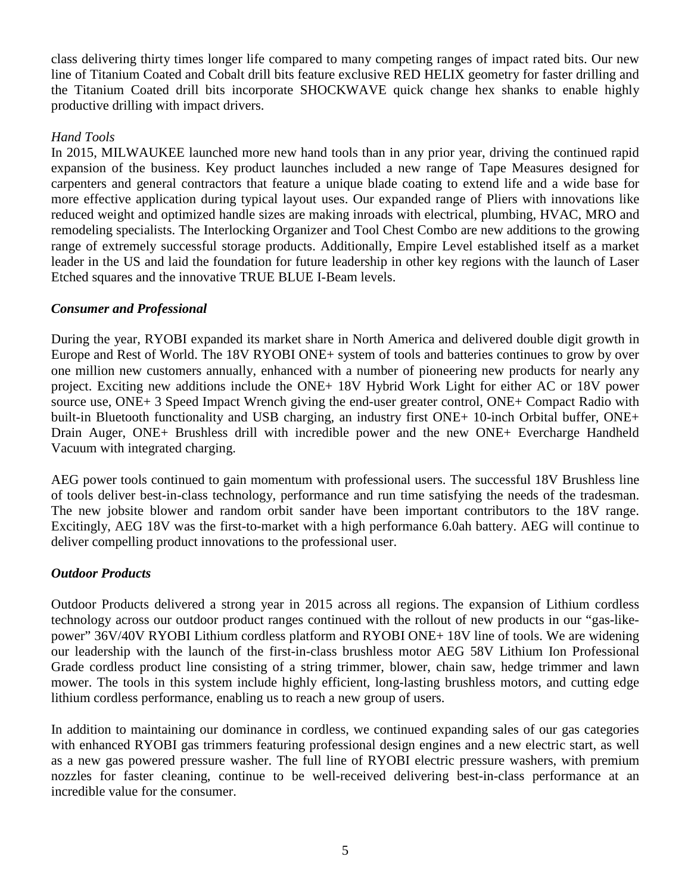class delivering thirty times longer life compared to many competing ranges of impact rated bits. Our new line of Titanium Coated and Cobalt drill bits feature exclusive RED HELIX geometry for faster drilling and the Titanium Coated drill bits incorporate SHOCKWAVE quick change hex shanks to enable highly productive drilling with impact drivers.

*Hand Tools*

In 2015, MILWAUKEE launched more new hand tools than in any prior year, driving the continued rapid expansion of the business. Key product launches included a new range of Tape Measures designed for carpenters and general contractors that feature a unique blade coating to extend life and a wide base for more effective application during typical layout uses. Our expanded range of Pliers with innovations like reduced weight and optimized handle sizes are making inroads with electrical, plumbing, HVAC, MRO and remodeling specialists. The Interlocking Organizer and Tool Chest Combo are new additions to the growing range of extremely successful storage products. Additionally, Empire Level established itself as a market leader in the US and laid the foundation for future leadership in other key regions with the launch of Laser Etched squares and the innovative TRUE BLUE I-Beam levels.

***Consumer and Professional***

During the year, RYOBI expanded its market share in North America and delivered double digit growth in Europe and Rest of World. The 18V RYOBI ONE+ system of tools and batteries continues to grow by over one million new customers annually, enhanced with a number of pioneering new products for nearly any project. Exciting new additions include the ONE+ 18V Hybrid Work Light for either AC or 18V power source use, ONE+ 3 Speed Impact Wrench giving the end-user greater control, ONE+ Compact Radio with built-in Bluetooth functionality and USB charging, an industry first ONE+ 10-inch Orbital buffer, ONE+ Drain Auger, ONE+ Brushless drill with incredible power and the new ONE+ Evercharge Handheld Vacuum with integrated charging.

AEG power tools continued to gain momentum with professional users. The successful 18V Brushless line of tools deliver best-in-class technology, performance and run time satisfying the needs of the tradesman. The new jobsite blower and random orbit sander have been important contributors to the 18V range. Excitingly, AEG 18V was the first-to-market with a high performance 6.0ah battery. AEG will continue to deliver compelling product innovations to the professional user.

***Outdoor Products***

Outdoor Products delivered a strong year in 2015 across all regions. The expansion of Lithium cordless technology across our outdoor product ranges continued with the rollout of new products in our "gas-like-power" 36V/40V RYOBI Lithium cordless platform and RYOBI ONE+ 18V line of tools. We are widening our leadership with the launch of the first-in-class brushless motor AEG 58V Lithium Ion Professional Grade cordless product line consisting of a string trimmer, blower, chain saw, hedge trimmer and lawn mower. The tools in this system include highly efficient, long-lasting brushless motors, and cutting edge lithium cordless performance, enabling us to reach a new group of users.

In addition to maintaining our dominance in cordless, we continued expanding sales of our gas categories with enhanced RYOBI gas trimmers featuring professional design engines and a new electric start, as well as a new gas powered pressure washer. The full line of RYOBI electric pressure washers, with premium nozzles for faster cleaning, continue to be well-received delivering best-in-class performance at an incredible value for the consumer.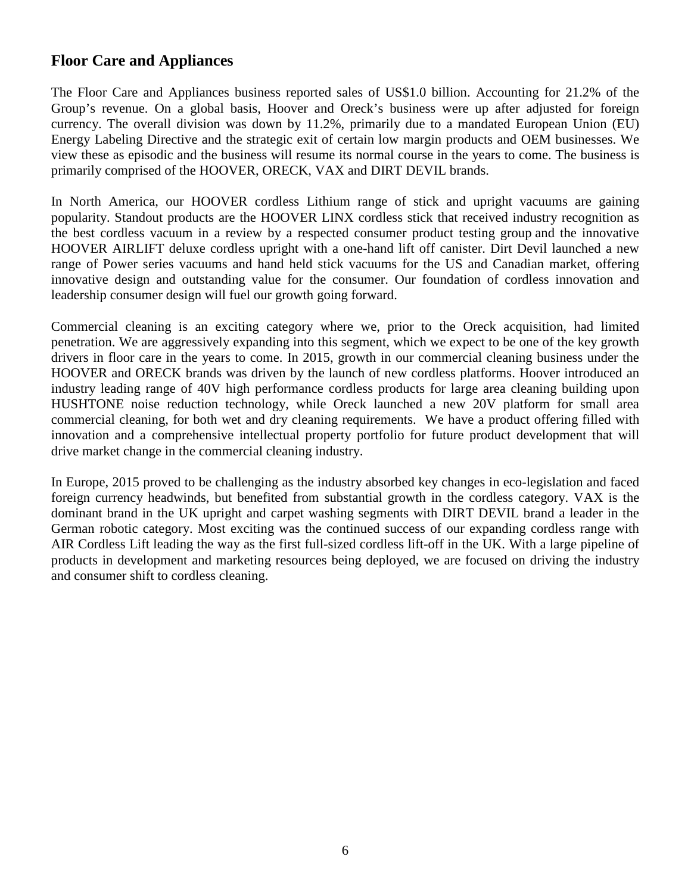## Floor Care and Appliances

The Floor Care and Appliances business reported sales of US$1.0 billion. Accounting for 21.2% of the Group's revenue. On a global basis, Hoover and Oreck's business were up after adjusted for foreign currency. The overall division was down by 11.2%, primarily due to a mandated European Union (EU) Energy Labeling Directive and the strategic exit of certain low margin products and OEM businesses. We view these as episodic and the business will resume its normal course in the years to come. The business is primarily comprised of the HOOVER, ORECK, VAX and DIRT DEVIL brands.

In North America, our HOOVER cordless Lithium range of stick and upright vacuums are gaining popularity. Standout products are the HOOVER LINX cordless stick that received industry recognition as the best cordless vacuum in a review by a respected consumer product testing group and the innovative HOOVER AIRLIFT deluxe cordless upright with a one-hand lift off canister. Dirt Devil launched a new range of Power series vacuums and hand held stick vacuums for the US and Canadian market, offering innovative design and outstanding value for the consumer. Our foundation of cordless innovation and leadership consumer design will fuel our growth going forward.

Commercial cleaning is an exciting category where we, prior to the Oreck acquisition, had limited penetration. We are aggressively expanding into this segment, which we expect to be one of the key growth drivers in floor care in the years to come. In 2015, growth in our commercial cleaning business under the HOOVER and ORECK brands was driven by the launch of new cordless platforms. Hoover introduced an industry leading range of 40V high performance cordless products for large area cleaning building upon HUSHTONE noise reduction technology, while Oreck launched a new 20V platform for small area commercial cleaning, for both wet and dry cleaning requirements. We have a product offering filled with innovation and a comprehensive intellectual property portfolio for future product development that will drive market change in the commercial cleaning industry.

In Europe, 2015 proved to be challenging as the industry absorbed key changes in eco-legislation and faced foreign currency headwinds, but benefited from substantial growth in the cordless category. VAX is the dominant brand in the UK upright and carpet washing segments with DIRT DEVIL brand a leader in the German robotic category. Most exciting was the continued success of our expanding cordless range with AIR Cordless Lift leading the way as the first full-sized cordless lift-off in the UK. With a large pipeline of products in development and marketing resources being deployed, we are focused on driving the industry and consumer shift to cordless cleaning.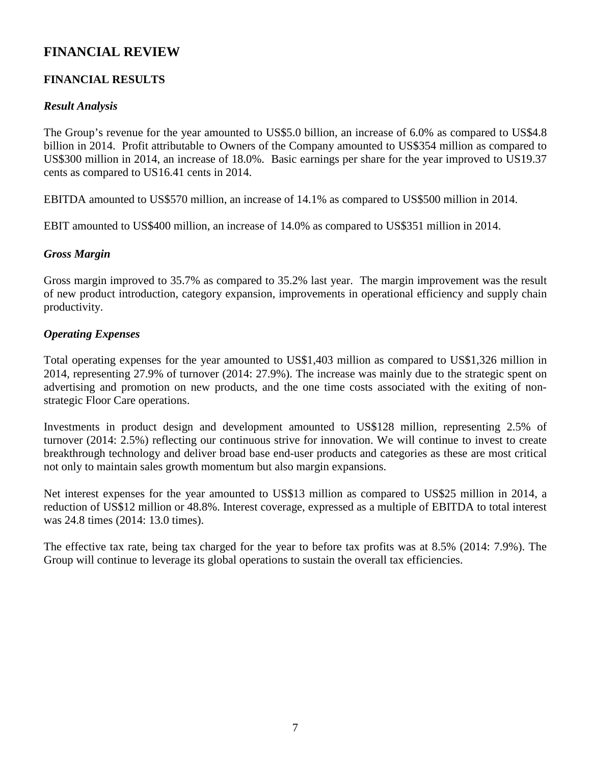# FINANCIAL REVIEW

## FINANCIAL RESULTS

### *Result Analysis*

The Group's revenue for the year amounted to US$5.0 billion, an increase of 6.0% as compared to US$4.8 billion in 2014. Profit attributable to Owners of the Company amounted to US$354 million as compared to US$300 million in 2014, an increase of 18.0%. Basic earnings per share for the year improved to US19.37 cents as compared to US16.41 cents in 2014.

EBITDA amounted to US$570 million, an increase of 14.1% as compared to US$500 million in 2014.

EBIT amounted to US$400 million, an increase of 14.0% as compared to US$351 million in 2014.

### *Gross Margin*

Gross margin improved to 35.7% as compared to 35.2% last year. The margin improvement was the result of new product introduction, category expansion, improvements in operational efficiency and supply chain productivity.

### *Operating Expenses*

Total operating expenses for the year amounted to US$1,403 million as compared to US$1,326 million in 2014, representing 27.9% of turnover (2014: 27.9%). The increase was mainly due to the strategic spent on advertising and promotion on new products, and the one time costs associated with the exiting of non-strategic Floor Care operations.

Investments in product design and development amounted to US$128 million, representing 2.5% of turnover (2014: 2.5%) reflecting our continuous strive for innovation. We will continue to invest to create breakthrough technology and deliver broad base end-user products and categories as these are most critical not only to maintain sales growth momentum but also margin expansions.

Net interest expenses for the year amounted to US$13 million as compared to US$25 million in 2014, a reduction of US$12 million or 48.8%. Interest coverage, expressed as a multiple of EBITDA to total interest was 24.8 times (2014: 13.0 times).

The effective tax rate, being tax charged for the year to before tax profits was at 8.5% (2014: 7.9%). The Group will continue to leverage its global operations to sustain the overall tax efficiencies.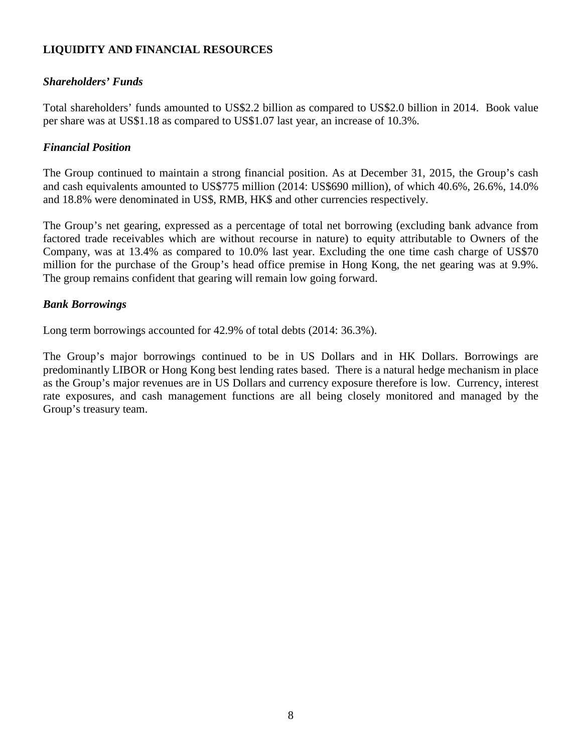## LIQUIDITY AND FINANCIAL RESOURCES

### *Shareholders' Funds*

Total shareholders' funds amounted to US$2.2 billion as compared to US$2.0 billion in 2014. Book value per share was at US$1.18 as compared to US$1.07 last year, an increase of 10.3%.

### *Financial Position*

The Group continued to maintain a strong financial position. As at December 31, 2015, the Group's cash and cash equivalents amounted to US$775 million (2014: US$690 million), of which 40.6%, 26.6%, 14.0% and 18.8% were denominated in US$, RMB, HK$ and other currencies respectively.

The Group's net gearing, expressed as a percentage of total net borrowing (excluding bank advance from factored trade receivables which are without recourse in nature) to equity attributable to Owners of the Company, was at 13.4% as compared to 10.0% last year. Excluding the one time cash charge of US$70 million for the purchase of the Group's head office premise in Hong Kong, the net gearing was at 9.9%. The group remains confident that gearing will remain low going forward.

### *Bank Borrowings*

Long term borrowings accounted for 42.9% of total debts (2014: 36.3%).

The Group's major borrowings continued to be in US Dollars and in HK Dollars. Borrowings are predominantly LIBOR or Hong Kong best lending rates based. There is a natural hedge mechanism in place as the Group's major revenues are in US Dollars and currency exposure therefore is low. Currency, interest rate exposures, and cash management functions are all being closely monitored and managed by the Group's treasury team.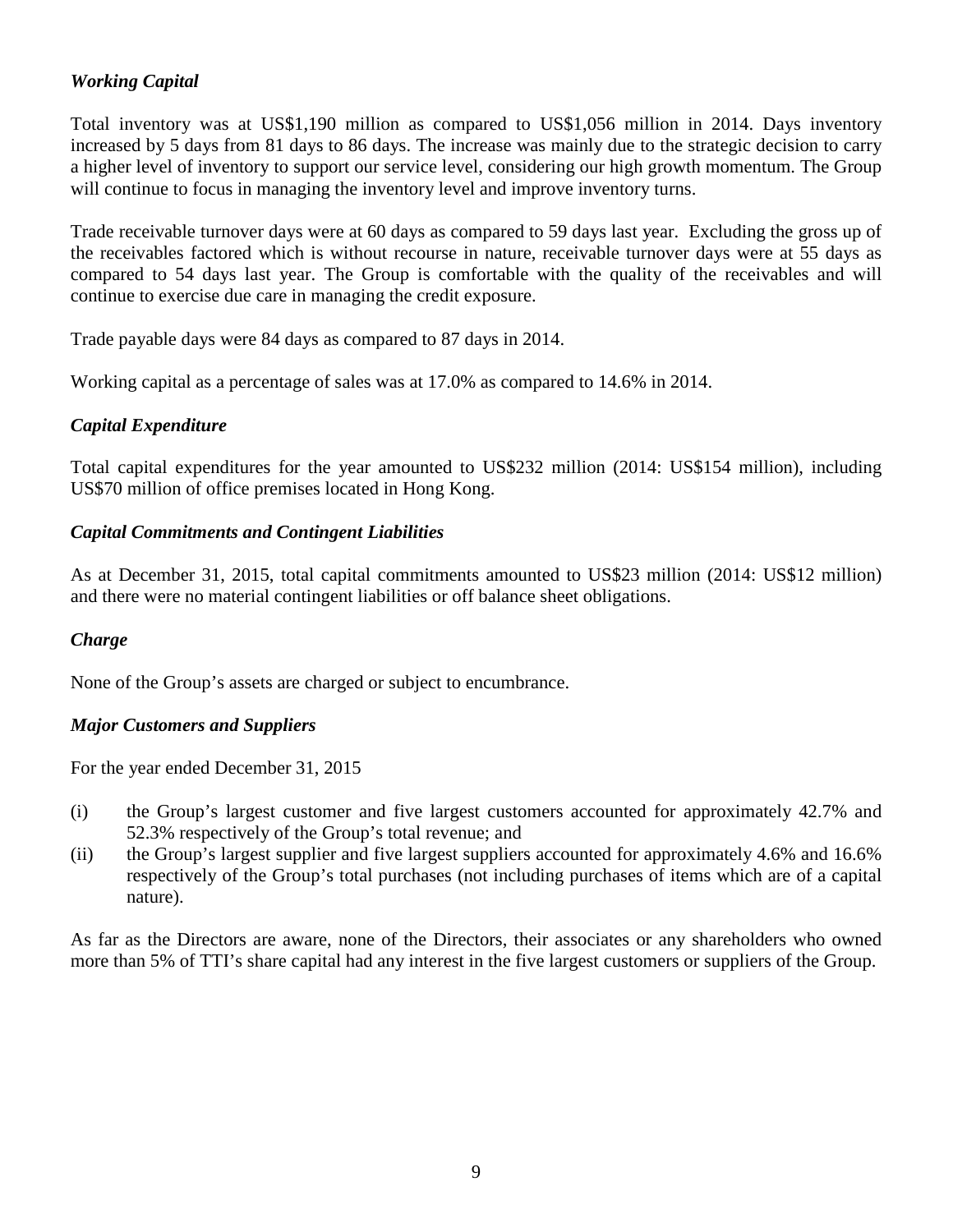### *Working Capital*

Total inventory was at US$1,190 million as compared to US$1,056 million in 2014. Days inventory increased by 5 days from 81 days to 86 days. The increase was mainly due to the strategic decision to carry a higher level of inventory to support our service level, considering our high growth momentum. The Group will continue to focus in managing the inventory level and improve inventory turns.

Trade receivable turnover days were at 60 days as compared to 59 days last year. Excluding the gross up of the receivables factored which is without recourse in nature, receivable turnover days were at 55 days as compared to 54 days last year. The Group is comfortable with the quality of the receivables and will continue to exercise due care in managing the credit exposure.

Trade payable days were 84 days as compared to 87 days in 2014.

Working capital as a percentage of sales was at 17.0% as compared to 14.6% in 2014.

### *Capital Expenditure*

Total capital expenditures for the year amounted to US$232 million (2014: US$154 million), including US$70 million of office premises located in Hong Kong.

### *Capital Commitments and Contingent Liabilities*

As at December 31, 2015, total capital commitments amounted to US$23 million (2014: US$12 million) and there were no material contingent liabilities or off balance sheet obligations.

### *Charge*

None of the Group's assets are charged or subject to encumbrance.

### *Major Customers and Suppliers*

For the year ended December 31, 2015

(i) the Group's largest customer and five largest customers accounted for approximately 42.7% and 52.3% respectively of the Group's total revenue; and

(ii) the Group's largest supplier and five largest suppliers accounted for approximately 4.6% and 16.6% respectively of the Group's total purchases (not including purchases of items which are of a capital nature).

As far as the Directors are aware, none of the Directors, their associates or any shareholders who owned more than 5% of TTI's share capital had any interest in the five largest customers or suppliers of the Group.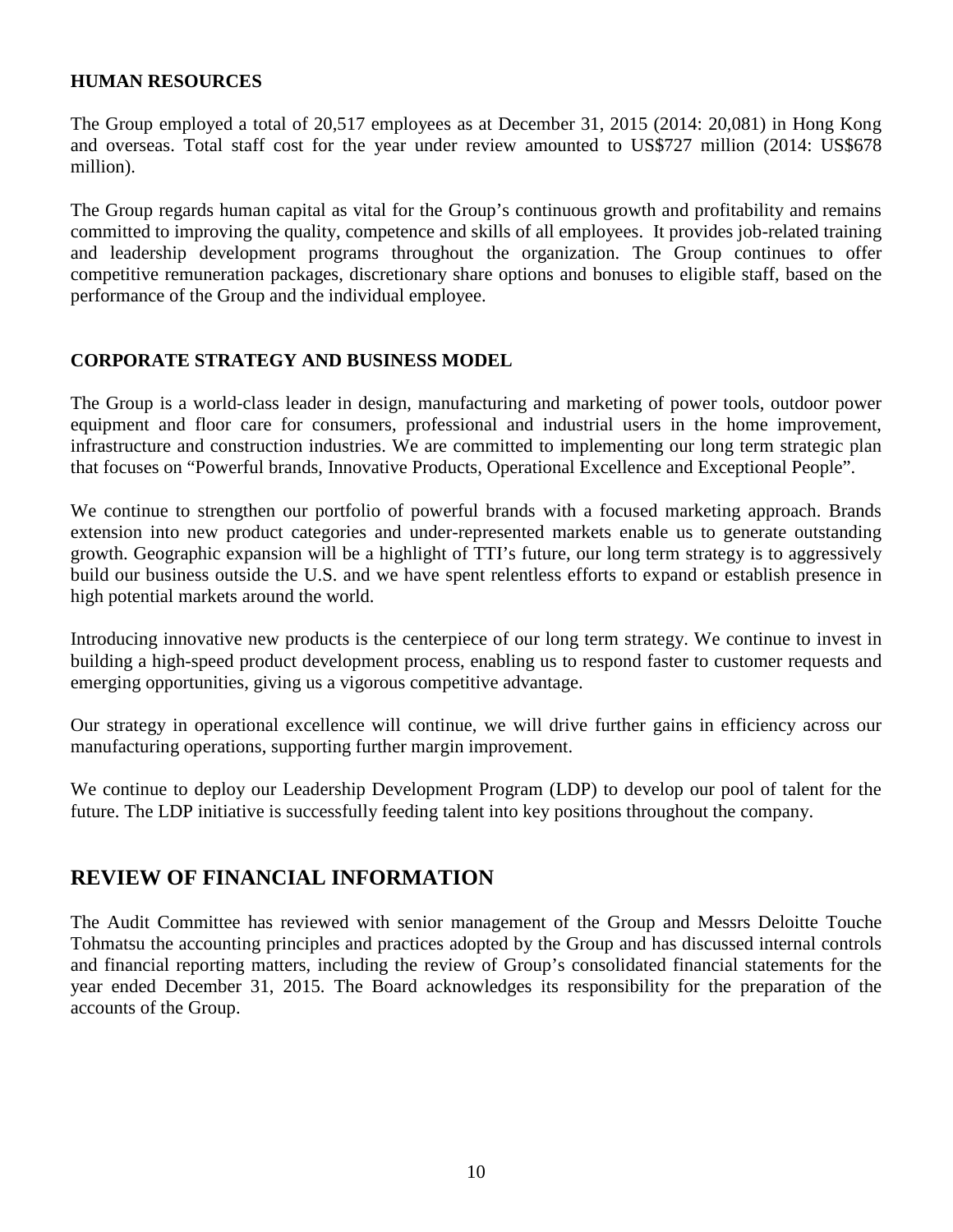**HUMAN RESOURCES**

The Group employed a total of 20,517 employees as at December 31, 2015 (2014: 20,081) in Hong Kong and overseas. Total staff cost for the year under review amounted to US$727 million (2014: US$678 million).

The Group regards human capital as vital for the Group's continuous growth and profitability and remains committed to improving the quality, competence and skills of all employees. It provides job-related training and leadership development programs throughout the organization. The Group continues to offer competitive remuneration packages, discretionary share options and bonuses to eligible staff, based on the performance of the Group and the individual employee.

**CORPORATE STRATEGY AND BUSINESS MODEL**

The Group is a world-class leader in design, manufacturing and marketing of power tools, outdoor power equipment and floor care for consumers, professional and industrial users in the home improvement, infrastructure and construction industries. We are committed to implementing our long term strategic plan that focuses on "Powerful brands, Innovative Products, Operational Excellence and Exceptional People".

We continue to strengthen our portfolio of powerful brands with a focused marketing approach. Brands extension into new product categories and under-represented markets enable us to generate outstanding growth. Geographic expansion will be a highlight of TTI's future, our long term strategy is to aggressively build our business outside the U.S. and we have spent relentless efforts to expand or establish presence in high potential markets around the world.

Introducing innovative new products is the centerpiece of our long term strategy. We continue to invest in building a high-speed product development process, enabling us to respond faster to customer requests and emerging opportunities, giving us a vigorous competitive advantage.

Our strategy in operational excellence will continue, we will drive further gains in efficiency across our manufacturing operations, supporting further margin improvement.

We continue to deploy our Leadership Development Program (LDP) to develop our pool of talent for the future. The LDP initiative is successfully feeding talent into key positions throughout the company.

## REVIEW OF FINANCIAL INFORMATION

The Audit Committee has reviewed with senior management of the Group and Messrs Deloitte Touche Tohmatsu the accounting principles and practices adopted by the Group and has discussed internal controls and financial reporting matters, including the review of Group's consolidated financial statements for the year ended December 31, 2015. The Board acknowledges its responsibility for the preparation of the accounts of the Group.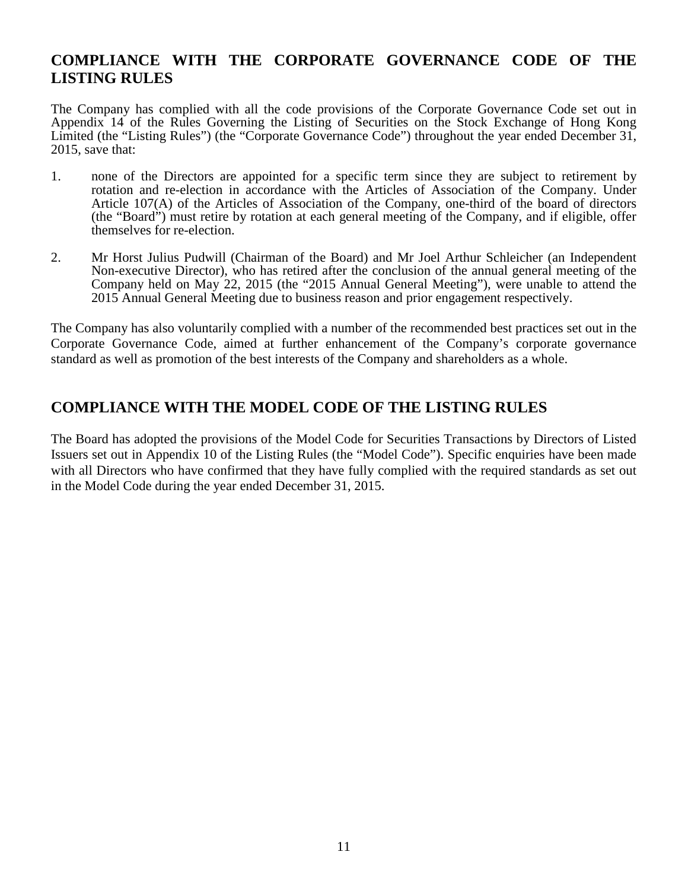## COMPLIANCE WITH THE CORPORATE GOVERNANCE CODE OF THE LISTING RULES

The Company has complied with all the code provisions of the Corporate Governance Code set out in Appendix 14 of the Rules Governing the Listing of Securities on the Stock Exchange of Hong Kong Limited (the "Listing Rules") (the "Corporate Governance Code") throughout the year ended December 31, 2015, save that:

1. none of the Directors are appointed for a specific term since they are subject to retirement by rotation and re-election in accordance with the Articles of Association of the Company. Under Article 107(A) of the Articles of Association of the Company, one-third of the board of directors (the "Board") must retire by rotation at each general meeting of the Company, and if eligible, offer themselves for re-election.

2. Mr Horst Julius Pudwill (Chairman of the Board) and Mr Joel Arthur Schleicher (an Independent Non-executive Director), who has retired after the conclusion of the annual general meeting of the Company held on May 22, 2015 (the "2015 Annual General Meeting"), were unable to attend the 2015 Annual General Meeting due to business reason and prior engagement respectively.

The Company has also voluntarily complied with a number of the recommended best practices set out in the Corporate Governance Code, aimed at further enhancement of the Company's corporate governance standard as well as promotion of the best interests of the Company and shareholders as a whole.

## COMPLIANCE WITH THE MODEL CODE OF THE LISTING RULES

The Board has adopted the provisions of the Model Code for Securities Transactions by Directors of Listed Issuers set out in Appendix 10 of the Listing Rules (the "Model Code"). Specific enquiries have been made with all Directors who have confirmed that they have fully complied with the required standards as set out in the Model Code during the year ended December 31, 2015.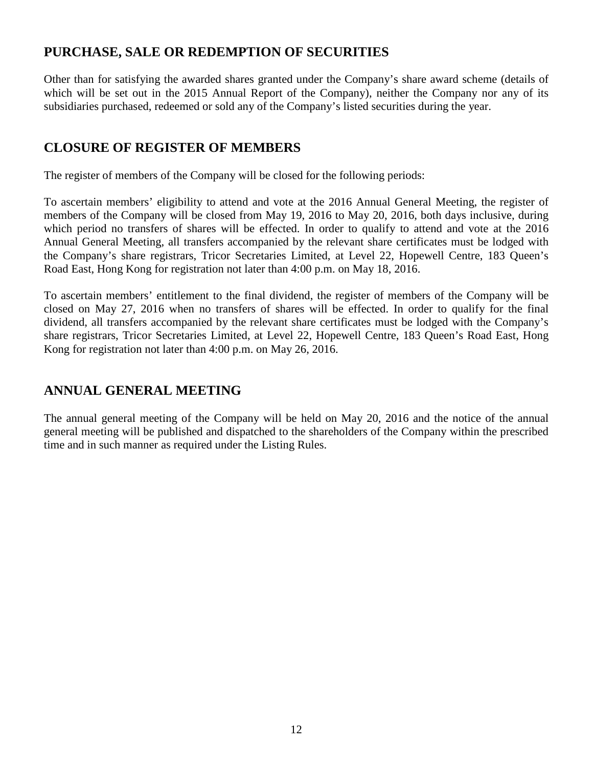## PURCHASE, SALE OR REDEMPTION OF SECURITIES

Other than for satisfying the awarded shares granted under the Company's share award scheme (details of which will be set out in the 2015 Annual Report of the Company), neither the Company nor any of its subsidiaries purchased, redeemed or sold any of the Company's listed securities during the year.

## CLOSURE OF REGISTER OF MEMBERS

The register of members of the Company will be closed for the following periods:

To ascertain members' eligibility to attend and vote at the 2016 Annual General Meeting, the register of members of the Company will be closed from May 19, 2016 to May 20, 2016, both days inclusive, during which period no transfers of shares will be effected. In order to qualify to attend and vote at the 2016 Annual General Meeting, all transfers accompanied by the relevant share certificates must be lodged with the Company's share registrars, Tricor Secretaries Limited, at Level 22, Hopewell Centre, 183 Queen's Road East, Hong Kong for registration not later than 4:00 p.m. on May 18, 2016.

To ascertain members' entitlement to the final dividend, the register of members of the Company will be closed on May 27, 2016 when no transfers of shares will be effected. In order to qualify for the final dividend, all transfers accompanied by the relevant share certificates must be lodged with the Company's share registrars, Tricor Secretaries Limited, at Level 22, Hopewell Centre, 183 Queen's Road East, Hong Kong for registration not later than 4:00 p.m. on May 26, 2016.

## ANNUAL GENERAL MEETING

The annual general meeting of the Company will be held on May 20, 2016 and the notice of the annual general meeting will be published and dispatched to the shareholders of the Company within the prescribed time and in such manner as required under the Listing Rules.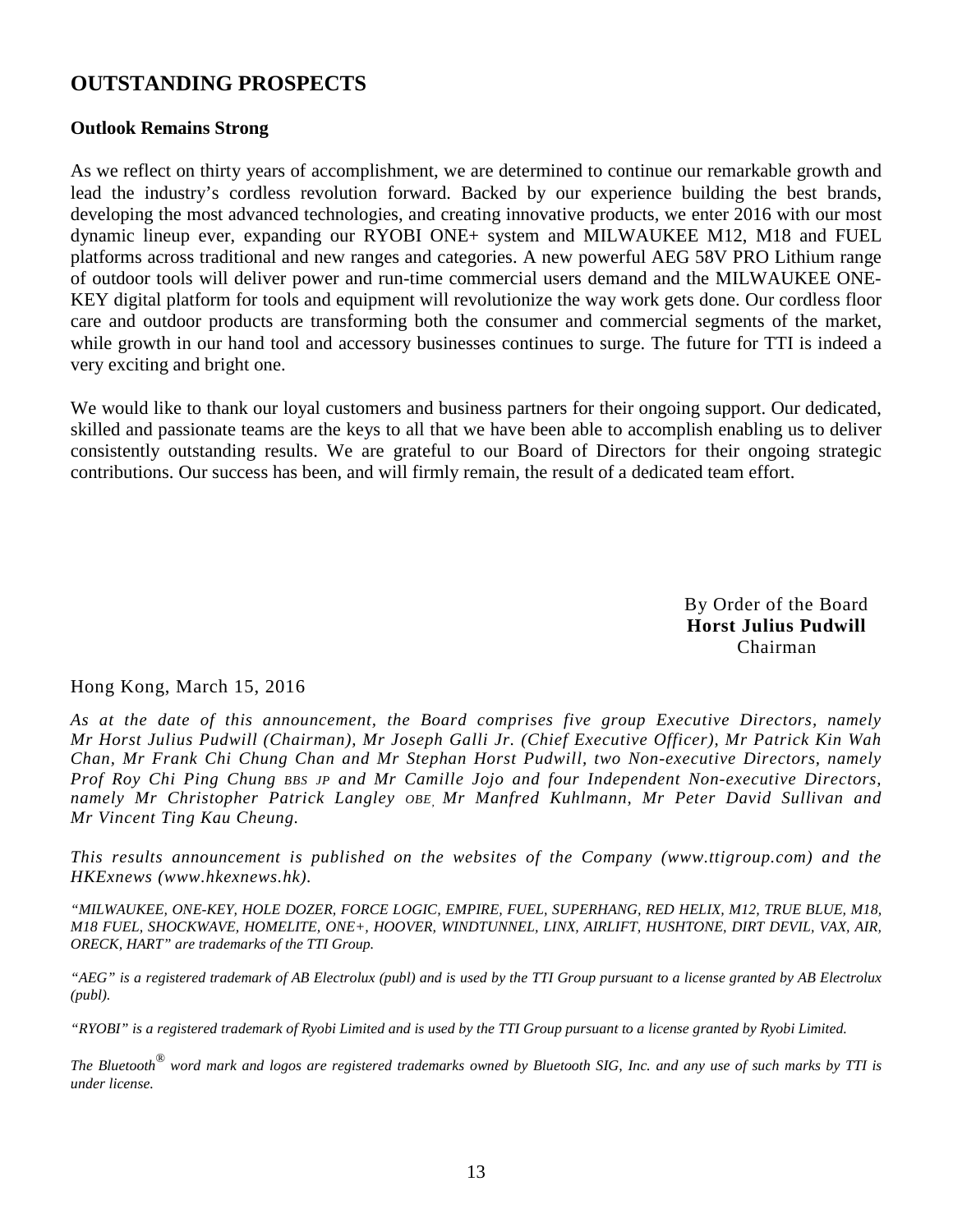## OUTSTANDING PROSPECTS

### Outlook Remains Strong

As we reflect on thirty years of accomplishment, we are determined to continue our remarkable growth and lead the industry's cordless revolution forward. Backed by our experience building the best brands, developing the most advanced technologies, and creating innovative products, we enter 2016 with our most dynamic lineup ever, expanding our RYOBI ONE+ system and MILWAUKEE M12, M18 and FUEL platforms across traditional and new ranges and categories. A new powerful AEG 58V PRO Lithium range of outdoor tools will deliver power and run-time commercial users demand and the MILWAUKEE ONE-KEY digital platform for tools and equipment will revolutionize the way work gets done. Our cordless floor care and outdoor products are transforming both the consumer and commercial segments of the market, while growth in our hand tool and accessory businesses continues to surge. The future for TTI is indeed a very exciting and bright one.

We would like to thank our loyal customers and business partners for their ongoing support. Our dedicated, skilled and passionate teams are the keys to all that we have been able to accomplish enabling us to deliver consistently outstanding results. We are grateful to our Board of Directors for their ongoing strategic contributions. Our success has been, and will firmly remain, the result of a dedicated team effort.

By Order of the Board
**Horst Julius Pudwill**
Chairman

Hong Kong, March 15, 2016

*As at the date of this announcement, the Board comprises five group Executive Directors, namely Mr Horst Julius Pudwill (Chairman), Mr Joseph Galli Jr. (Chief Executive Officer), Mr Patrick Kin Wah Chan, Mr Frank Chi Chung Chan and Mr Stephan Horst Pudwill, two Non-executive Directors, namely Prof Roy Chi Ping Chung BBS JP and Mr Camille Jojo and four Independent Non-executive Directors, namely Mr Christopher Patrick Langley OBE, Mr Manfred Kuhlmann, Mr Peter David Sullivan and Mr Vincent Ting Kau Cheung.*

*This results announcement is published on the websites of the Company (www.ttigroup.com) and the HKExnews (www.hkexnews.hk).*

*"MILWAUKEE, ONE-KEY, HOLE DOZER, FORCE LOGIC, EMPIRE, FUEL, SUPERHANG, RED HELIX, M12, TRUE BLUE, M18, M18 FUEL, SHOCKWAVE, HOMELITE, ONE+, HOOVER, WINDTUNNEL, LINX, AIRLIFT, HUSHTONE, DIRT DEVIL, VAX, AIR, ORECK, HART" are trademarks of the TTI Group.*

*"AEG" is a registered trademark of AB Electrolux (publ) and is used by the TTI Group pursuant to a license granted by AB Electrolux (publ).*

*"RYOBI" is a registered trademark of Ryobi Limited and is used by the TTI Group pursuant to a license granted by Ryobi Limited.*

*The Bluetooth® word mark and logos are registered trademarks owned by Bluetooth SIG, Inc. and any use of such marks by TTI is under license.*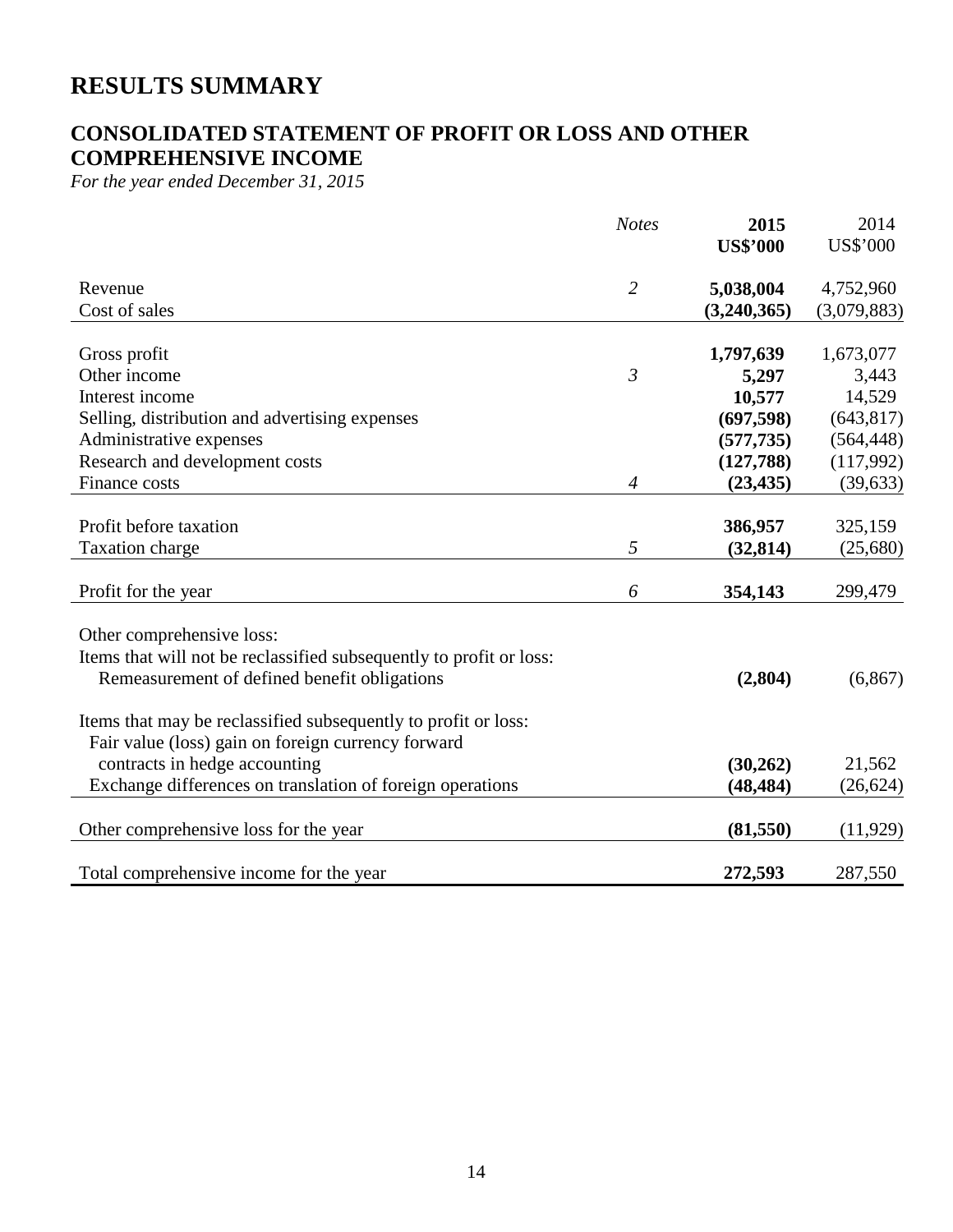# RESULTS SUMMARY

## CONSOLIDATED STATEMENT OF PROFIT OR LOSS AND OTHER COMPREHENSIVE INCOME

*For the year ended December 31, 2015*

| | *Notes* | **2015** **US$'000** | 2014 US$'000 |
|---|---|---|---|
| Revenue | *2* | **5,038,004** | 4,752,960 |
| Cost of sales | | **(3,240,365)** | (3,079,883) |
| Gross profit | | **1,797,639** | 1,673,077 |
| Other income | *3* | **5,297** | 3,443 |
| Interest income | | **10,577** | 14,529 |
| Selling, distribution and advertising expenses | | **(697,598)** | (643,817) |
| Administrative expenses | | **(577,735)** | (564,448) |
| Research and development costs | | **(127,788)** | (117,992) |
| Finance costs | *4* | **(23,435)** | (39,633) |
| Profit before taxation | | **386,957** | 325,159 |
| Taxation charge | *5* | **(32,814)** | (25,680) |
| Profit for the year | *6* | **354,143** | 299,479 |
| Other comprehensive loss: | | | |
| Items that will not be reclassified subsequently to profit or loss: | | | |
| Remeasurement of defined benefit obligations | | **(2,804)** | (6,867) |
| Items that may be reclassified subsequently to profit or loss: | | | |
| Fair value (loss) gain on foreign currency forward contracts in hedge accounting | | **(30,262)** | 21,562 |
| Exchange differences on translation of foreign operations | | **(48,484)** | (26,624) |
| Other comprehensive loss for the year | | **(81,550)** | (11,929) |
| Total comprehensive income for the year | | **272,593** | 287,550 |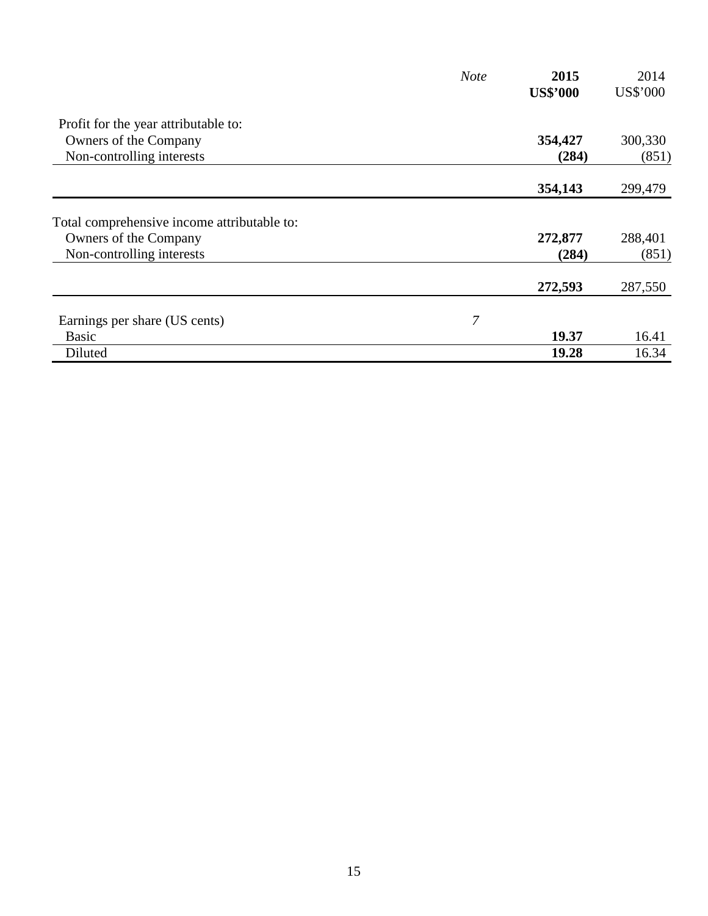| | *Note* | **2015** **US$'000** | 2014 US$'000 |
|---|---|---|---|
| Profit for the year attributable to: | | | |
| Owners of the Company | | **354,427** | 300,330 |
| Non-controlling interests | | **(284)** | (851) |
| | | **354,143** | 299,479 |
| Total comprehensive income attributable to: | | | |
| Owners of the Company | | **272,877** | 288,401 |
| Non-controlling interests | | **(284)** | (851) |
| | | **272,593** | 287,550 |
| Earnings per share (US cents) | *7* | | |
| Basic | | **19.37** | 16.41 |
| Diluted | | **19.28** | 16.34 |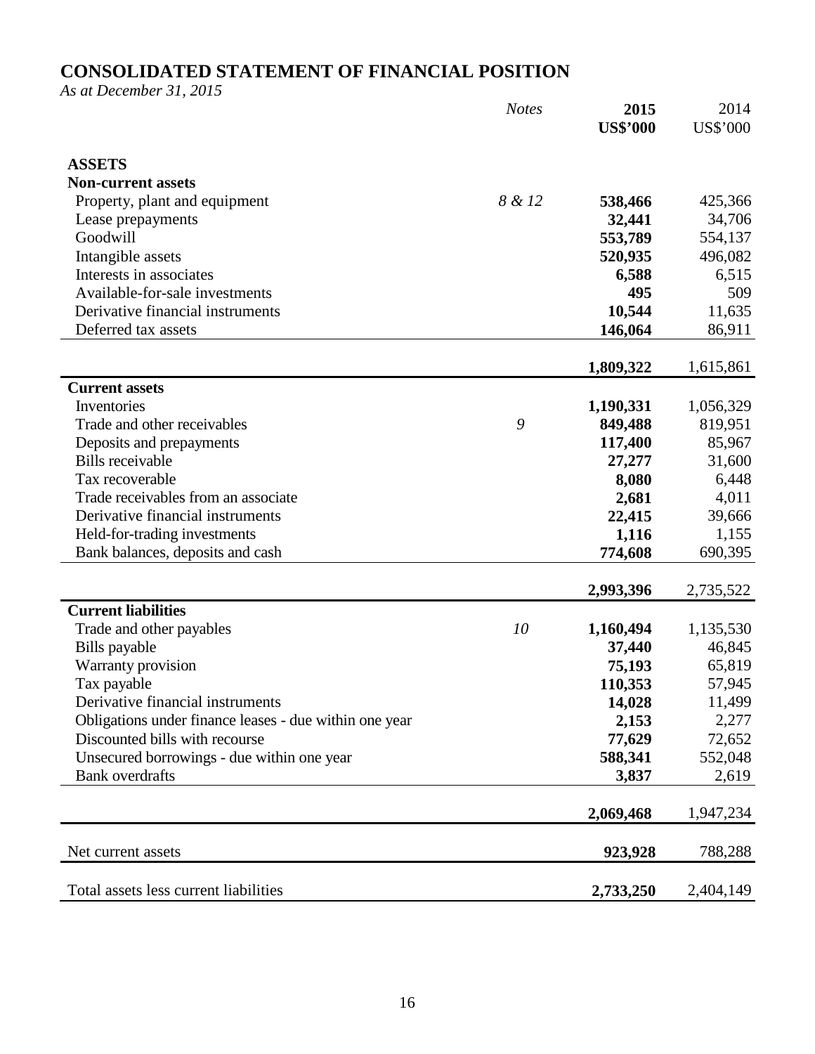# CONSOLIDATED STATEMENT OF FINANCIAL POSITION

*As at December 31, 2015*

| | *Notes* | **2015** **US$'000** | 2014 US$'000 |
|---|---|---|---|
| **ASSETS** | | | |
| **Non-current assets** | | | |
| Property, plant and equipment | *8 & 12* | **538,466** | 425,366 |
| Lease prepayments | | **32,441** | 34,706 |
| Goodwill | | **553,789** | 554,137 |
| Intangible assets | | **520,935** | 496,082 |
| Interests in associates | | **6,588** | 6,515 |
| Available-for-sale investments | | **495** | 509 |
| Derivative financial instruments | | **10,544** | 11,635 |
| Deferred tax assets | | **146,064** | 86,911 |
| | | **1,809,322** | 1,615,861 |
| **Current assets** | | | |
| Inventories | | **1,190,331** | 1,056,329 |
| Trade and other receivables | *9* | **849,488** | 819,951 |
| Deposits and prepayments | | **117,400** | 85,967 |
| Bills receivable | | **27,277** | 31,600 |
| Tax recoverable | | **8,080** | 6,448 |
| Trade receivables from an associate | | **2,681** | 4,011 |
| Derivative financial instruments | | **22,415** | 39,666 |
| Held-for-trading investments | | **1,116** | 1,155 |
| Bank balances, deposits and cash | | **774,608** | 690,395 |
| | | **2,993,396** | 2,735,522 |
| **Current liabilities** | | | |
| Trade and other payables | *10* | **1,160,494** | 1,135,530 |
| Bills payable | | **37,440** | 46,845 |
| Warranty provision | | **75,193** | 65,819 |
| Tax payable | | **110,353** | 57,945 |
| Derivative financial instruments | | **14,028** | 11,499 |
| Obligations under finance leases - due within one year | | **2,153** | 2,277 |
| Discounted bills with recourse | | **77,629** | 72,652 |
| Unsecured borrowings - due within one year | | **588,341** | 552,048 |
| Bank overdrafts | | **3,837** | 2,619 |
| | | **2,069,468** | 1,947,234 |
| Net current assets | | **923,928** | 788,288 |
| Total assets less current liabilities | | **2,733,250** | 2,404,149 |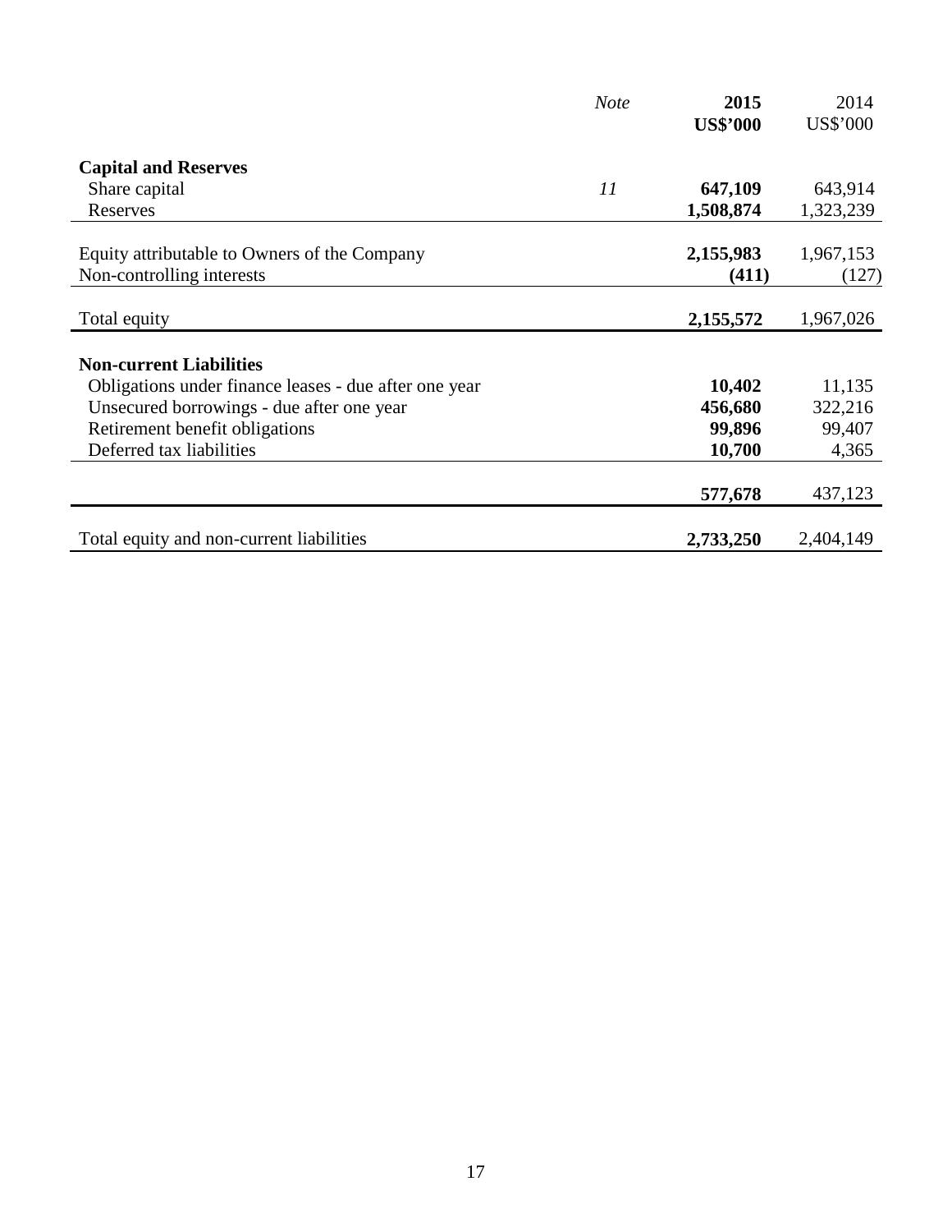| | *Note* | **2015**<br>**US$'000** | 2014<br>US$'000 |
|---|---|---|---|
| **Capital and Reserves** | | | |
| Share capital | *11* | **647,109** | 643,914 |
| Reserves | | **1,508,874** | 1,323,239 |
| Equity attributable to Owners of the Company | | **2,155,983** | 1,967,153 |
| Non-controlling interests | | **(411)** | (127) |
| Total equity | | **2,155,572** | 1,967,026 |
| **Non-current Liabilities** | | | |
| Obligations under finance leases - due after one year | | **10,402** | 11,135 |
| Unsecured borrowings - due after one year | | **456,680** | 322,216 |
| Retirement benefit obligations | | **99,896** | 99,407 |
| Deferred tax liabilities | | **10,700** | 4,365 |
| | | **577,678** | 437,123 |
| Total equity and non-current liabilities | | **2,733,250** | 2,404,149 |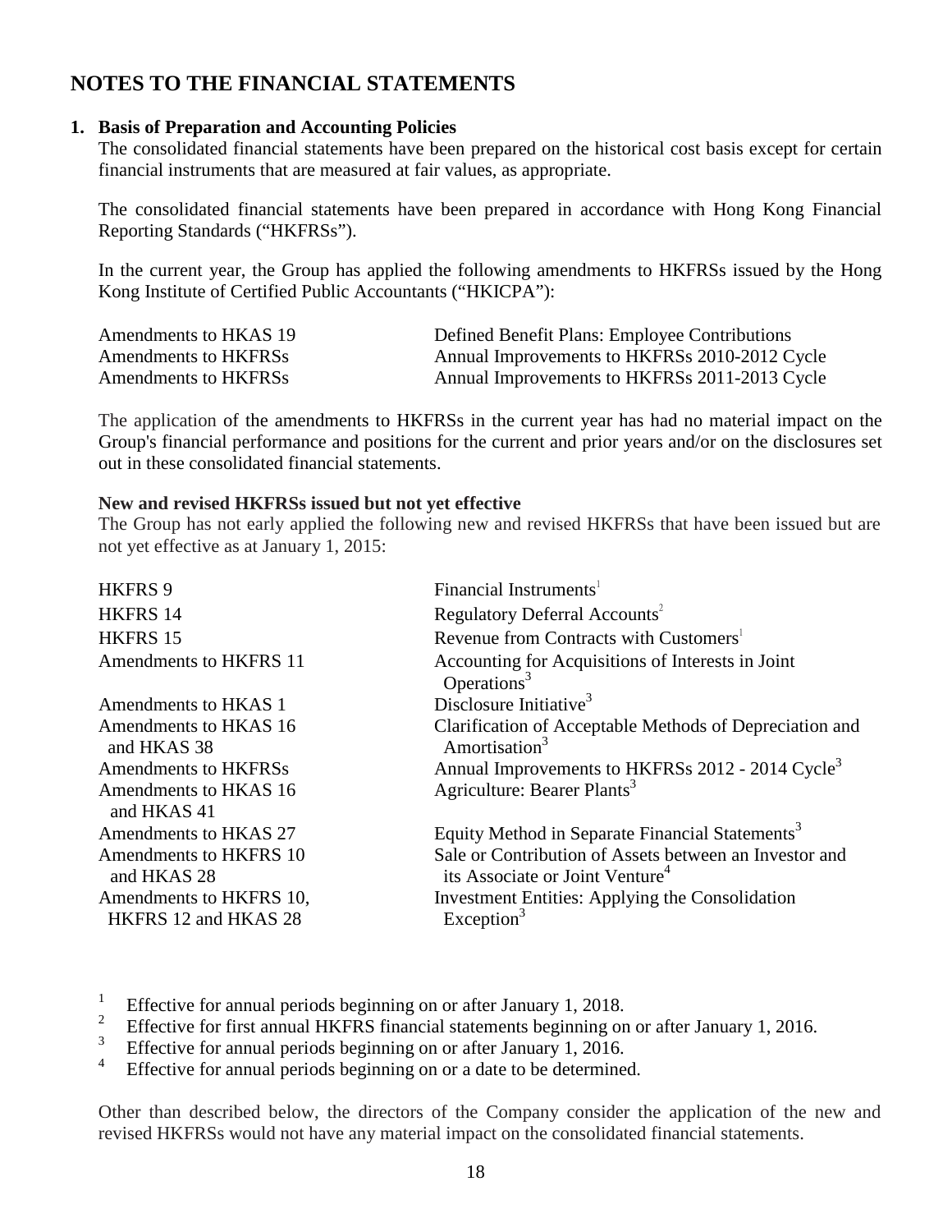# NOTES TO THE FINANCIAL STATEMENTS

## 1. Basis of Preparation and Accounting Policies

The consolidated financial statements have been prepared on the historical cost basis except for certain financial instruments that are measured at fair values, as appropriate.

The consolidated financial statements have been prepared in accordance with Hong Kong Financial Reporting Standards ("HKFRSs").

In the current year, the Group has applied the following amendments to HKFRSs issued by the Hong Kong Institute of Certified Public Accountants ("HKICPA"):

| | |
|---|---|
| Amendments to HKAS 19 | Defined Benefit Plans: Employee Contributions |
| Amendments to HKFRSs | Annual Improvements to HKFRSs 2010-2012 Cycle |
| Amendments to HKFRSs | Annual Improvements to HKFRSs 2011-2013 Cycle |

The application of the amendments to HKFRSs in the current year has had no material impact on the Group's financial performance and positions for the current and prior years and/or on the disclosures set out in these consolidated financial statements.

### New and revised HKFRSs issued but not yet effective

The Group has not early applied the following new and revised HKFRSs that have been issued but are not yet effective as at January 1, 2015:

| | |
|---|---|
| HKFRS 9 | Financial Instruments[1] |
| HKFRS 14 | Regulatory Deferral Accounts[2] |
| HKFRS 15 | Revenue from Contracts with Customers[1] |
| Amendments to HKFRS 11 | Accounting for Acquisitions of Interests in Joint Operations[3] |
| Amendments to HKAS 1 | Disclosure Initiative[3] |
| Amendments to HKAS 16 and HKAS 38 | Clarification of Acceptable Methods of Depreciation and Amortisation[3] |
| Amendments to HKFRSs | Annual Improvements to HKFRSs 2012 - 2014 Cycle[3] |
| Amendments to HKAS 16 and HKAS 41 | Agriculture: Bearer Plants[3] |
| Amendments to HKAS 27 | Equity Method in Separate Financial Statements[3] |
| Amendments to HKFRS 10 and HKAS 28 | Sale or Contribution of Assets between an Investor and its Associate or Joint Venture[4] |
| Amendments to HKFRS 10, HKFRS 12 and HKAS 28 | Investment Entities: Applying the Consolidation Exception[3] |

[1] Effective for annual periods beginning on or after January 1, 2018.
[2] Effective for first annual HKFRS financial statements beginning on or after January 1, 2016.
[3] Effective for annual periods beginning on or after January 1, 2016.
[4] Effective for annual periods beginning on or a date to be determined.

Other than described below, the directors of the Company consider the application of the new and revised HKFRSs would not have any material impact on the consolidated financial statements.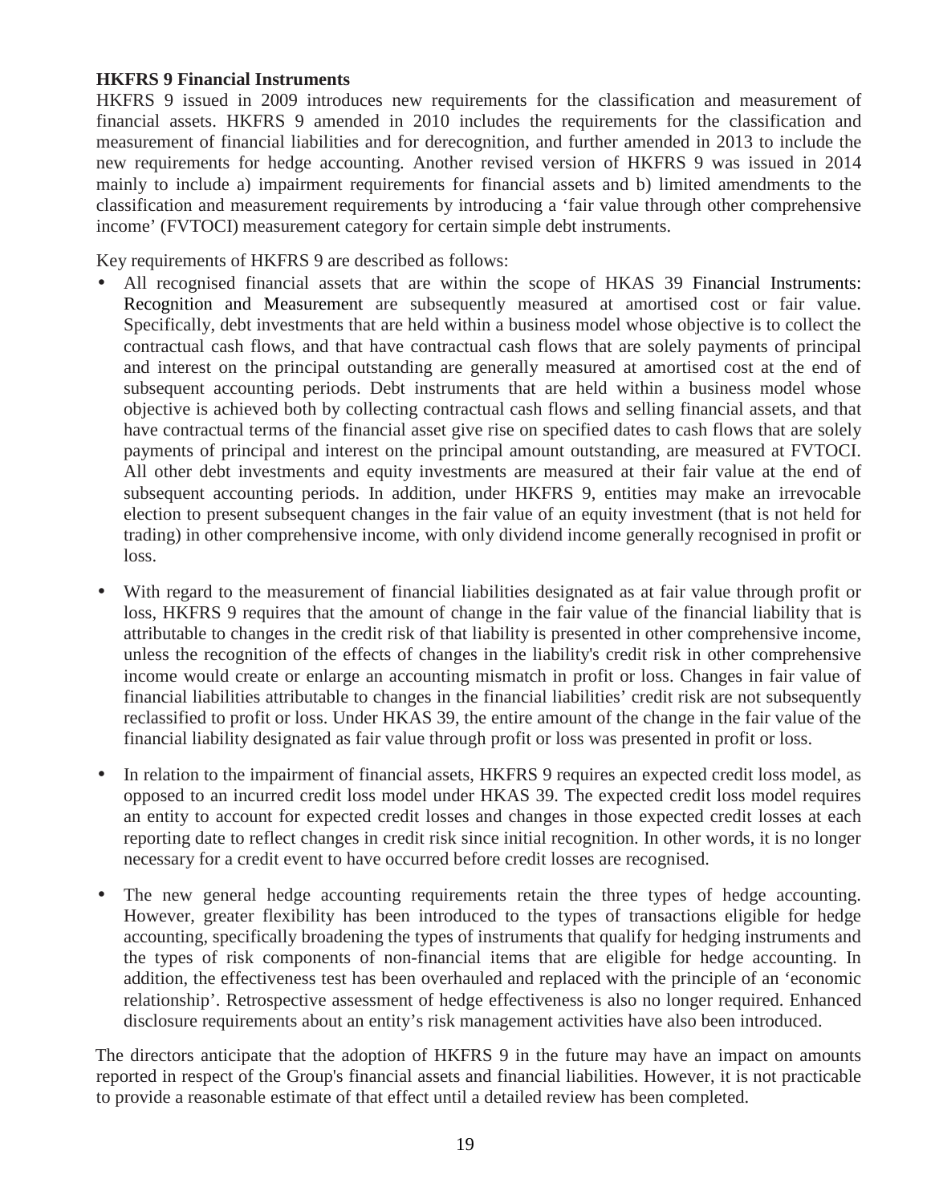**HKFRS 9 Financial Instruments**

HKFRS 9 issued in 2009 introduces new requirements for the classification and measurement of financial assets. HKFRS 9 amended in 2010 includes the requirements for the classification and measurement of financial liabilities and for derecognition, and further amended in 2013 to include the new requirements for hedge accounting. Another revised version of HKFRS 9 was issued in 2014 mainly to include a) impairment requirements for financial assets and b) limited amendments to the classification and measurement requirements by introducing a 'fair value through other comprehensive income' (FVTOCI) measurement category for certain simple debt instruments.

Key requirements of HKFRS 9 are described as follows:

- All recognised financial assets that are within the scope of HKAS 39 Financial Instruments: Recognition and Measurement are subsequently measured at amortised cost or fair value. Specifically, debt investments that are held within a business model whose objective is to collect the contractual cash flows, and that have contractual cash flows that are solely payments of principal and interest on the principal outstanding are generally measured at amortised cost at the end of subsequent accounting periods. Debt instruments that are held within a business model whose objective is achieved both by collecting contractual cash flows and selling financial assets, and that have contractual terms of the financial asset give rise on specified dates to cash flows that are solely payments of principal and interest on the principal amount outstanding, are measured at FVTOCI. All other debt investments and equity investments are measured at their fair value at the end of subsequent accounting periods. In addition, under HKFRS 9, entities may make an irrevocable election to present subsequent changes in the fair value of an equity investment (that is not held for trading) in other comprehensive income, with only dividend income generally recognised in profit or loss.

- With regard to the measurement of financial liabilities designated as at fair value through profit or loss, HKFRS 9 requires that the amount of change in the fair value of the financial liability that is attributable to changes in the credit risk of that liability is presented in other comprehensive income, unless the recognition of the effects of changes in the liability's credit risk in other comprehensive income would create or enlarge an accounting mismatch in profit or loss. Changes in fair value of financial liabilities attributable to changes in the financial liabilities' credit risk are not subsequently reclassified to profit or loss. Under HKAS 39, the entire amount of the change in the fair value of the financial liability designated as fair value through profit or loss was presented in profit or loss.

- In relation to the impairment of financial assets, HKFRS 9 requires an expected credit loss model, as opposed to an incurred credit loss model under HKAS 39. The expected credit loss model requires an entity to account for expected credit losses and changes in those expected credit losses at each reporting date to reflect changes in credit risk since initial recognition. In other words, it is no longer necessary for a credit event to have occurred before credit losses are recognised.

- The new general hedge accounting requirements retain the three types of hedge accounting. However, greater flexibility has been introduced to the types of transactions eligible for hedge accounting, specifically broadening the types of instruments that qualify for hedging instruments and the types of risk components of non-financial items that are eligible for hedge accounting. In addition, the effectiveness test has been overhauled and replaced with the principle of an 'economic relationship'. Retrospective assessment of hedge effectiveness is also no longer required. Enhanced disclosure requirements about an entity's risk management activities have also been introduced.

The directors anticipate that the adoption of HKFRS 9 in the future may have an impact on amounts reported in respect of the Group's financial assets and financial liabilities. However, it is not practicable to provide a reasonable estimate of that effect until a detailed review has been completed.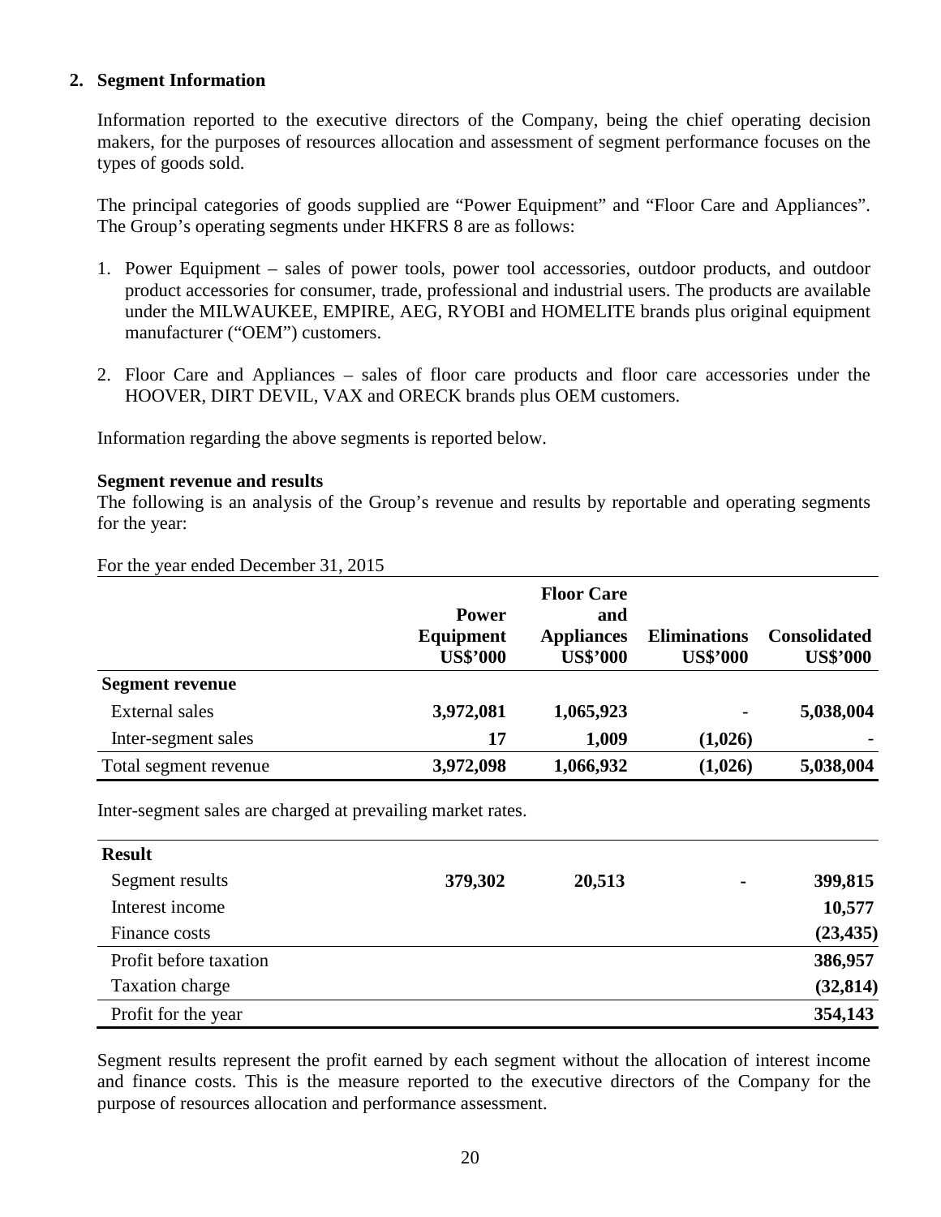## 2. Segment Information

Information reported to the executive directors of the Company, being the chief operating decision makers, for the purposes of resources allocation and assessment of segment performance focuses on the types of goods sold.

The principal categories of goods supplied are "Power Equipment" and "Floor Care and Appliances". The Group's operating segments under HKFRS 8 are as follows:

1. Power Equipment – sales of power tools, power tool accessories, outdoor products, and outdoor product accessories for consumer, trade, professional and industrial users. The products are available under the MILWAUKEE, EMPIRE, AEG, RYOBI and HOMELITE brands plus original equipment manufacturer ("OEM") customers.

2. Floor Care and Appliances – sales of floor care products and floor care accessories under the HOOVER, DIRT DEVIL, VAX and ORECK brands plus OEM customers.

Information regarding the above segments is reported below.

**Segment revenue and results**

The following is an analysis of the Group's revenue and results by reportable and operating segments for the year:

For the year ended December 31, 2015

| | Power Equipment US$'000 | Floor Care and Appliances US$'000 | Eliminations US$'000 | Consolidated US$'000 |
|---|---|---|---|---|
| **Segment revenue** | | | | |
| External sales | **3,972,081** | **1,065,923** | - | **5,038,004** |
| Inter-segment sales | **17** | **1,009** | **(1,026)** | - |
| Total segment revenue | **3,972,098** | **1,066,932** | **(1,026)** | **5,038,004** |

Inter-segment sales are charged at prevailing market rates.

| | | | | |
|---|---|---|---|---|
| **Result** | | | | |
| Segment results | **379,302** | **20,513** | **-** | **399,815** |
| Interest income | | | | **10,577** |
| Finance costs | | | | **(23,435)** |
| Profit before taxation | | | | **386,957** |
| Taxation charge | | | | **(32,814)** |
| Profit for the year | | | | **354,143** |

Segment results represent the profit earned by each segment without the allocation of interest income and finance costs. This is the measure reported to the executive directors of the Company for the purpose of resources allocation and performance assessment.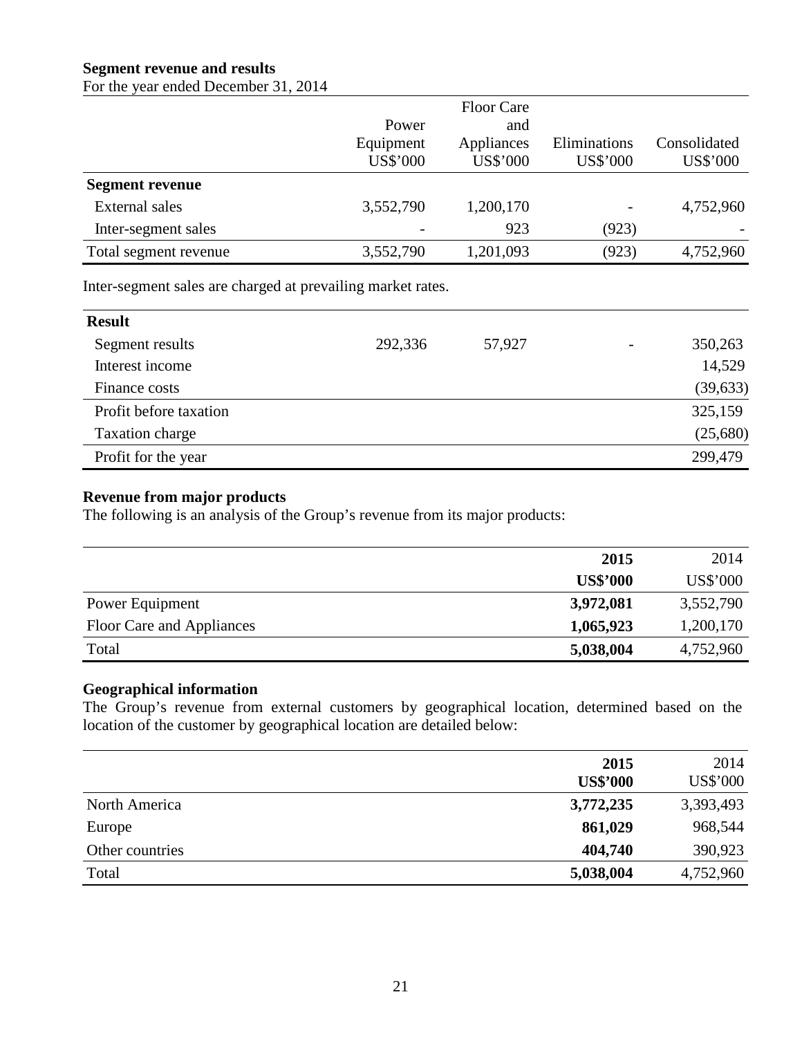**Segment revenue and results**

For the year ended December 31, 2014

| | Power Equipment US$'000 | Floor Care and Appliances US$'000 | Eliminations US$'000 | Consolidated US$'000 |
|---|---|---|---|---|
| **Segment revenue** | | | | |
| External sales | 3,552,790 | 1,200,170 | - | 4,752,960 |
| Inter-segment sales | - | 923 | (923) | - |
| Total segment revenue | 3,552,790 | 1,201,093 | (923) | 4,752,960 |

Inter-segment sales are charged at prevailing market rates.

| **Result** | | | | |
|---|---|---|---|---|
| Segment results | 292,336 | 57,927 | - | 350,263 |
| Interest income | | | | 14,529 |
| Finance costs | | | | (39,633) |
| Profit before taxation | | | | 325,159 |
| Taxation charge | | | | (25,680) |
| Profit for the year | | | | 299,479 |

**Revenue from major products**

The following is an analysis of the Group's revenue from its major products:

| | **2015** **US$'000** | 2014 US$'000 |
|---|---|---|
| Power Equipment | **3,972,081** | 3,552,790 |
| Floor Care and Appliances | **1,065,923** | 1,200,170 |
| Total | **5,038,004** | 4,752,960 |

**Geographical information**

The Group's revenue from external customers by geographical location, determined based on the location of the customer by geographical location are detailed below:

| | **2015** **US$'000** | 2014 US$'000 |
|---|---|---|
| North America | **3,772,235** | 3,393,493 |
| Europe | **861,029** | 968,544 |
| Other countries | **404,740** | 390,923 |
| Total | **5,038,004** | 4,752,960 |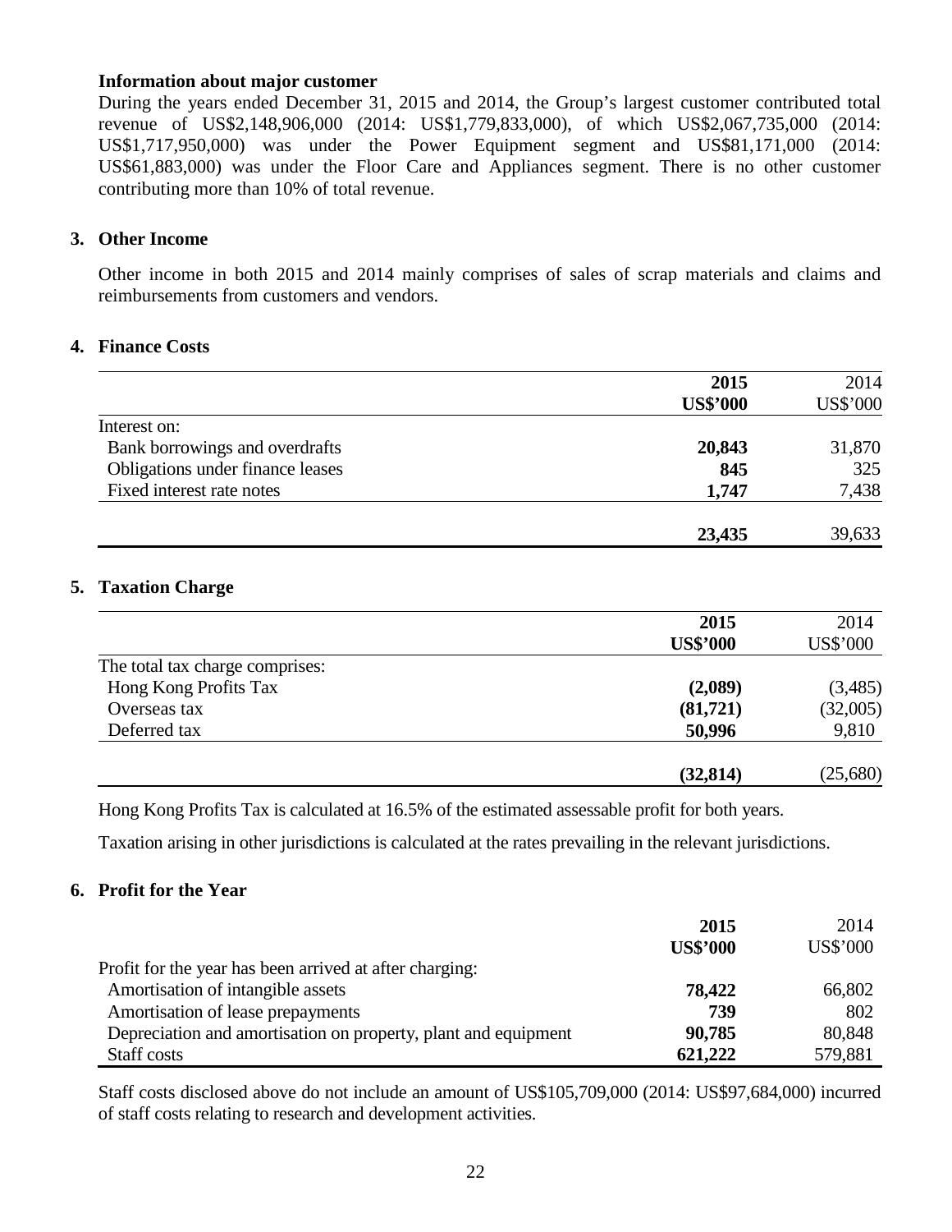**Information about major customer**

During the years ended December 31, 2015 and 2014, the Group's largest customer contributed total revenue of US$2,148,906,000 (2014: US$1,779,833,000), of which US$2,067,735,000 (2014: US$1,717,950,000) was under the Power Equipment segment and US$81,171,000 (2014: US$61,883,000) was under the Floor Care and Appliances segment. There is no other customer contributing more than 10% of total revenue.

## 3. Other Income

Other income in both 2015 and 2014 mainly comprises of sales of scrap materials and claims and reimbursements from customers and vendors.

## 4. Finance Costs

| | **2015** | 2014 |
|---|---|---|
| | **US$'000** | US$'000 |
| Interest on: | | |
| Bank borrowings and overdrafts | **20,843** | 31,870 |
| Obligations under finance leases | **845** | 325 |
| Fixed interest rate notes | **1,747** | 7,438 |
| | **23,435** | 39,633 |

## 5. Taxation Charge

| | **2015** | 2014 |
|---|---|---|
| | **US$'000** | US$'000 |
| The total tax charge comprises: | | |
| Hong Kong Profits Tax | **(2,089)** | (3,485) |
| Overseas tax | **(81,721)** | (32,005) |
| Deferred tax | **50,996** | 9,810 |
| | **(32,814)** | (25,680) |

Hong Kong Profits Tax is calculated at 16.5% of the estimated assessable profit for both years.

Taxation arising in other jurisdictions is calculated at the rates prevailing in the relevant jurisdictions.

## 6. Profit for the Year

| | **2015** | 2014 |
|---|---|---|
| | **US$'000** | US$'000 |
| Profit for the year has been arrived at after charging: | | |
| Amortisation of intangible assets | **78,422** | 66,802 |
| Amortisation of lease prepayments | **739** | 802 |
| Depreciation and amortisation on property, plant and equipment | **90,785** | 80,848 |
| Staff costs | **621,222** | 579,881 |

Staff costs disclosed above do not include an amount of US$105,709,000 (2014: US$97,684,000) incurred of staff costs relating to research and development activities.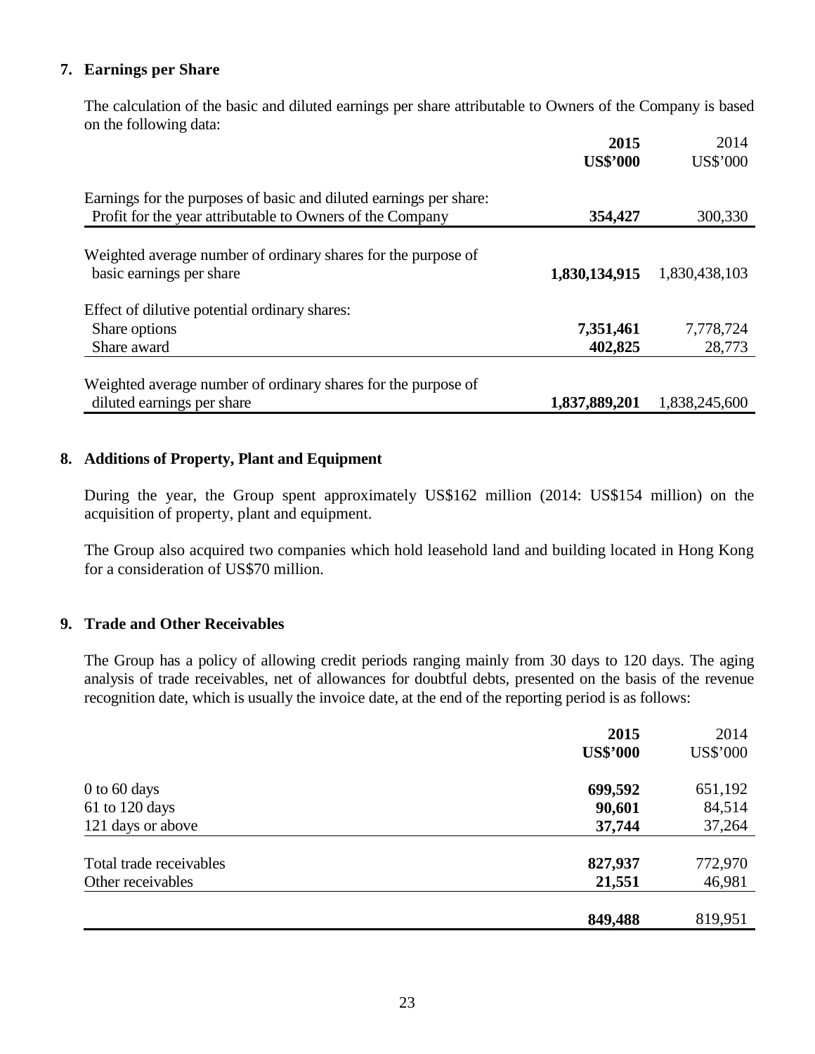## 7. Earnings per Share

The calculation of the basic and diluted earnings per share attributable to Owners of the Company is based on the following data:

| | **2015** | 2014 |
|---|---|---|
| | **US$'000** | US$'000 |
| Earnings for the purposes of basic and diluted earnings per share: | | |
| Profit for the year attributable to Owners of the Company | **354,427** | 300,330 |
| Weighted average number of ordinary shares for the purpose of basic earnings per share | **1,830,134,915** | 1,830,438,103 |
| Effect of dilutive potential ordinary shares: | | |
| Share options | **7,351,461** | 7,778,724 |
| Share award | **402,825** | 28,773 |
| Weighted average number of ordinary shares for the purpose of diluted earnings per share | **1,837,889,201** | 1,838,245,600 |

## 8. Additions of Property, Plant and Equipment

During the year, the Group spent approximately US$162 million (2014: US$154 million) on the acquisition of property, plant and equipment.

The Group also acquired two companies which hold leasehold land and building located in Hong Kong for a consideration of US$70 million.

## 9. Trade and Other Receivables

The Group has a policy of allowing credit periods ranging mainly from 30 days to 120 days. The aging analysis of trade receivables, net of allowances for doubtful debts, presented on the basis of the revenue recognition date, which is usually the invoice date, at the end of the reporting period is as follows:

| | **2015** | 2014 |
|---|---|---|
| | **US$'000** | US$'000 |
| 0 to 60 days | **699,592** | 651,192 |
| 61 to 120 days | **90,601** | 84,514 |
| 121 days or above | **37,744** | 37,264 |
| Total trade receivables | **827,937** | 772,970 |
| Other receivables | **21,551** | 46,981 |
| | **849,488** | 819,951 |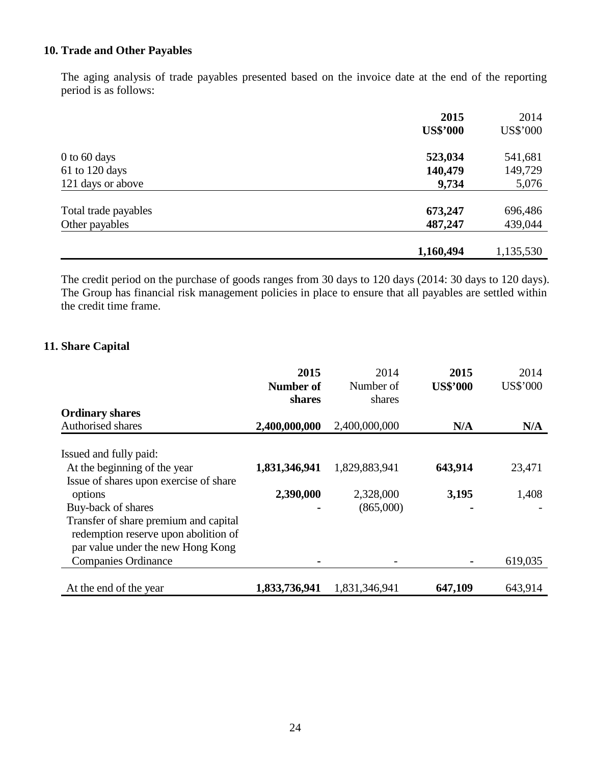### 10. Trade and Other Payables

The aging analysis of trade payables presented based on the invoice date at the end of the reporting period is as follows:

| | 2015<br>US$'000 | 2014<br>US$'000 |
|---|---|---|
| 0 to 60 days | 523,034 | 541,681 |
| 61 to 120 days | 140,479 | 149,729 |
| 121 days or above | 9,734 | 5,076 |
| Total trade payables | 673,247 | 696,486 |
| Other payables | 487,247 | 439,044 |
| | 1,160,494 | 1,135,530 |

The credit period on the purchase of goods ranges from 30 days to 120 days (2014: 30 days to 120 days). The Group has financial risk management policies in place to ensure that all payables are settled within the credit time frame.

### 11. Share Capital

| | 2015<br>Number of shares | 2014<br>Number of shares | 2015<br>US$'000 | 2014<br>US$'000 |
|---|---|---|---|---|
| **Ordinary shares** | | | | |
| Authorised shares | 2,400,000,000 | 2,400,000,000 | N/A | N/A |
| Issued and fully paid: | | | | |
| At the beginning of the year | 1,831,346,941 | 1,829,883,941 | 643,914 | 23,471 |
| Issue of shares upon exercise of share options | 2,390,000 | 2,328,000 | 3,195 | 1,408 |
| Buy-back of shares | - | (865,000) | - | - |
| Transfer of share premium and capital redemption reserve upon abolition of par value under the new Hong Kong Companies Ordinance | - | - | - | 619,035 |
| At the end of the year | 1,833,736,941 | 1,831,346,941 | 647,109 | 643,914 |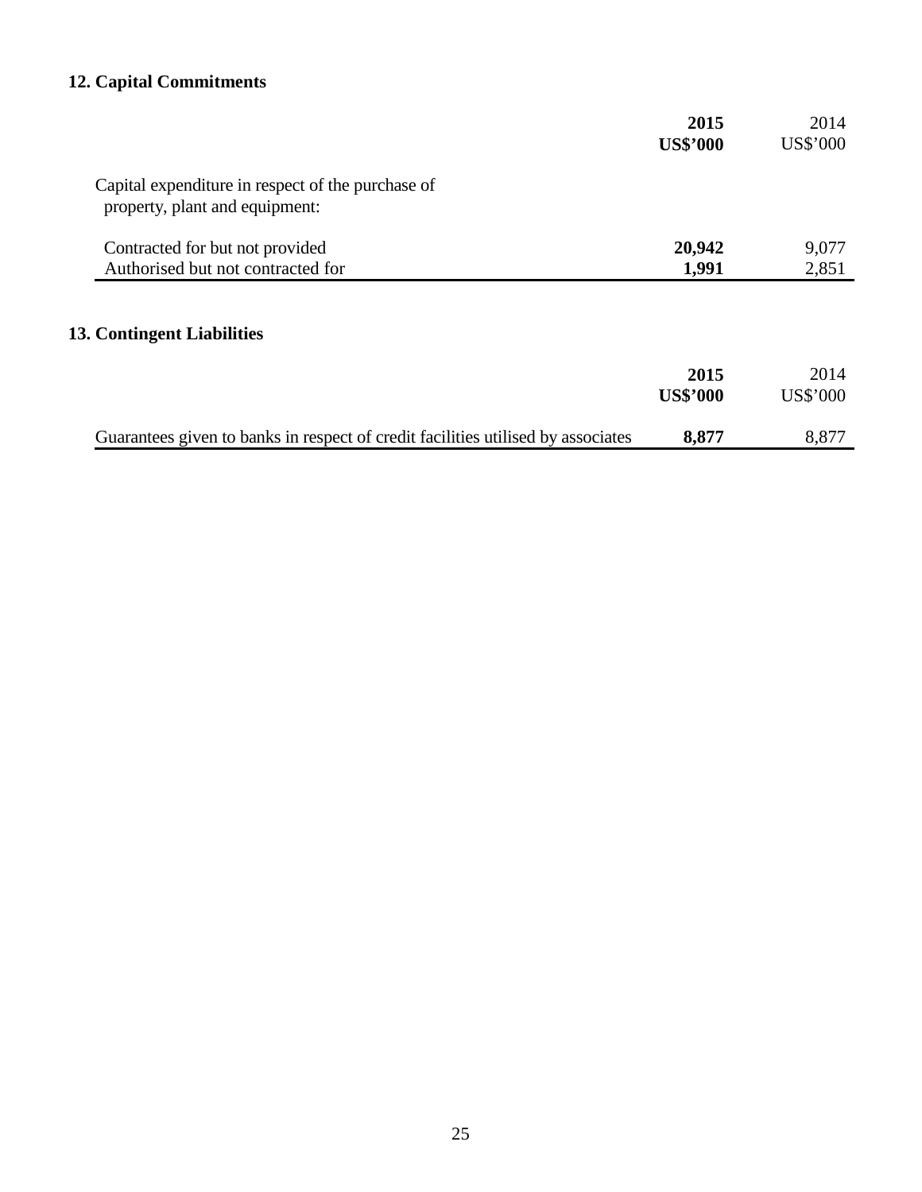## 12. Capital Commitments

| | **2015 US$'000** | 2014 US$'000 |
|---|---|---|
| Capital expenditure in respect of the purchase of property, plant and equipment: | | |
| Contracted for but not provided | **20,942** | 9,077 |
| Authorised but not contracted for | **1,991** | 2,851 |

## 13. Contingent Liabilities

| | **2015 US$'000** | 2014 US$'000 |
|---|---|---|
| Guarantees given to banks in respect of credit facilities utilised by associates | **8,877** | 8,877 |